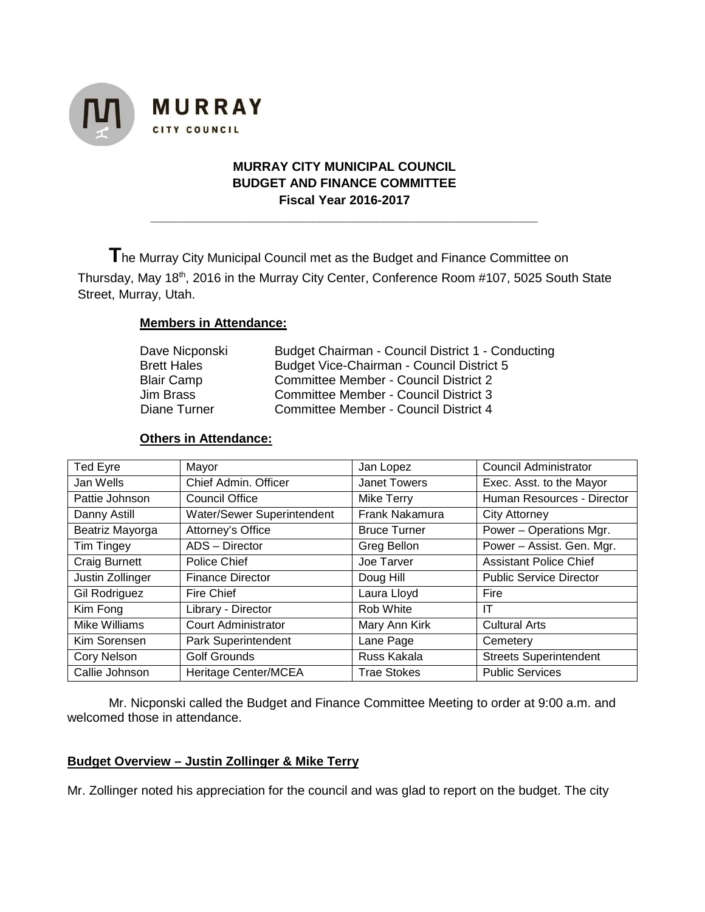**MURRAY**
CITY COUNCIL

**MURRAY CITY MUNICIPAL COUNCIL**
**BUDGET AND FINANCE COMMITTEE**
**Fiscal Year 2016-2017**

---

**T**he Murray City Municipal Council met as the Budget and Finance Committee on Thursday, May 18th, 2016 in the Murray City Center, Conference Room #107, 5025 South State Street, Murray, Utah.

**Members in Attendance:**

| | |
|---|---|
| Dave Nicponski | Budget Chairman - Council District 1 - Conducting |
| Brett Hales | Budget Vice-Chairman - Council District 5 |
| Blair Camp | Committee Member - Council District 2 |
| Jim Brass | Committee Member - Council District 3 |
| Diane Turner | Committee Member - Council District 4 |

**Others in Attendance:**

| | | | |
|---|---|---|---|
| Ted Eyre | Mayor | Jan Lopez | Council Administrator |
| Jan Wells | Chief Admin. Officer | Janet Towers | Exec. Asst. to the Mayor |
| Pattie Johnson | Council Office | Mike Terry | Human Resources - Director |
| Danny Astill | Water/Sewer Superintendent | Frank Nakamura | City Attorney |
| Beatriz Mayorga | Attorney's Office | Bruce Turner | Power – Operations Mgr. |
| Tim Tingey | ADS – Director | Greg Bellon | Power – Assist. Gen. Mgr. |
| Craig Burnett | Police Chief | Joe Tarver | Assistant Police Chief |
| Justin Zollinger | Finance Director | Doug Hill | Public Service Director |
| Gil Rodriguez | Fire Chief | Laura Lloyd | Fire |
| Kim Fong | Library - Director | Rob White | IT |
| Mike Williams | Court Administrator | Mary Ann Kirk | Cultural Arts |
| Kim Sorensen | Park Superintendent | Lane Page | Cemetery |
| Cory Nelson | Golf Grounds | Russ Kakala | Streets Superintendent |
| Callie Johnson | Heritage Center/MCEA | Trae Stokes | Public Services |

Mr. Nicponski called the Budget and Finance Committee Meeting to order at 9:00 a.m. and welcomed those in attendance.

**Budget Overview – Justin Zollinger & Mike Terry**

Mr. Zollinger noted his appreciation for the council and was glad to report on the budget. The city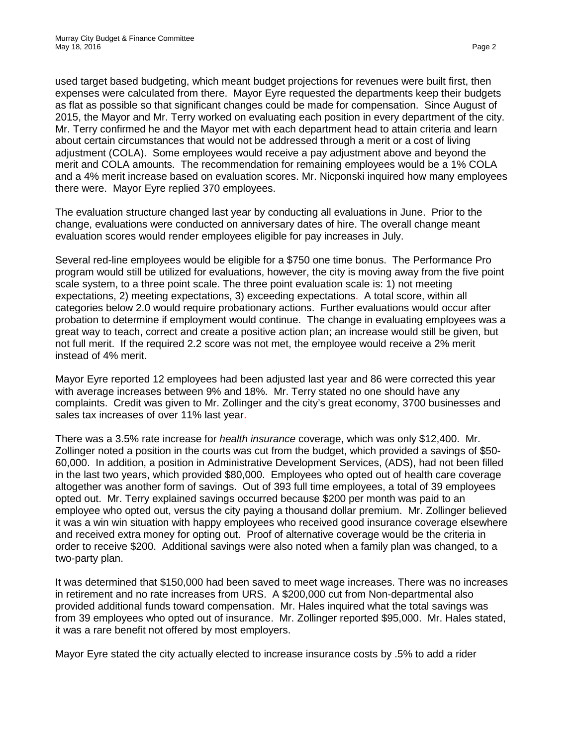used target based budgeting, which meant budget projections for revenues were built first, then expenses were calculated from there. Mayor Eyre requested the departments keep their budgets as flat as possible so that significant changes could be made for compensation. Since August of 2015, the Mayor and Mr. Terry worked on evaluating each position in every department of the city. Mr. Terry confirmed he and the Mayor met with each department head to attain criteria and learn about certain circumstances that would not be addressed through a merit or a cost of living adjustment (COLA). Some employees would receive a pay adjustment above and beyond the merit and COLA amounts. The recommendation for remaining employees would be a 1% COLA and a 4% merit increase based on evaluation scores. Mr. Nicponski inquired how many employees there were. Mayor Eyre replied 370 employees.

The evaluation structure changed last year by conducting all evaluations in June. Prior to the change, evaluations were conducted on anniversary dates of hire. The overall change meant evaluation scores would render employees eligible for pay increases in July.

Several red-line employees would be eligible for a $750 one time bonus. The Performance Pro program would still be utilized for evaluations, however, the city is moving away from the five point scale system, to a three point scale. The three point evaluation scale is: 1) not meeting expectations, 2) meeting expectations, 3) exceeding expectations. A total score, within all categories below 2.0 would require probationary actions. Further evaluations would occur after probation to determine if employment would continue. The change in evaluating employees was a great way to teach, correct and create a positive action plan; an increase would still be given, but not full merit. If the required 2.2 score was not met, the employee would receive a 2% merit instead of 4% merit.

Mayor Eyre reported 12 employees had been adjusted last year and 86 were corrected this year with average increases between 9% and 18%. Mr. Terry stated no one should have any complaints. Credit was given to Mr. Zollinger and the city's great economy, 3700 businesses and sales tax increases of over 11% last year.

There was a 3.5% rate increase for *health insurance* coverage, which was only $12,400. Mr. Zollinger noted a position in the courts was cut from the budget, which provided a savings of $50-60,000. In addition, a position in Administrative Development Services, (ADS), had not been filled in the last two years, which provided $80,000. Employees who opted out of health care coverage altogether was another form of savings. Out of 393 full time employees, a total of 39 employees opted out. Mr. Terry explained savings occurred because $200 per month was paid to an employee who opted out, versus the city paying a thousand dollar premium. Mr. Zollinger believed it was a win win situation with happy employees who received good insurance coverage elsewhere and received extra money for opting out. Proof of alternative coverage would be the criteria in order to receive $200. Additional savings were also noted when a family plan was changed, to a two-party plan.

It was determined that $150,000 had been saved to meet wage increases. There was no increases in retirement and no rate increases from URS. A $200,000 cut from Non-departmental also provided additional funds toward compensation. Mr. Hales inquired what the total savings was from 39 employees who opted out of insurance. Mr. Zollinger reported $95,000. Mr. Hales stated, it was a rare benefit not offered by most employers.

Mayor Eyre stated the city actually elected to increase insurance costs by .5% to add a rider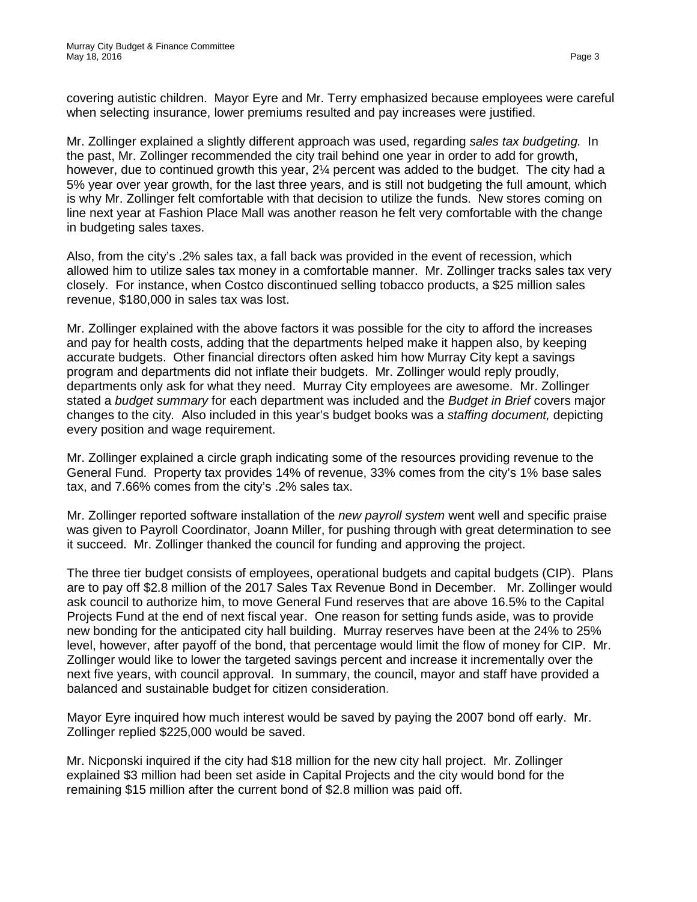covering autistic children. Mayor Eyre and Mr. Terry emphasized because employees were careful when selecting insurance, lower premiums resulted and pay increases were justified.

Mr. Zollinger explained a slightly different approach was used, regarding *sales tax budgeting.* In the past, Mr. Zollinger recommended the city trail behind one year in order to add for growth, however, due to continued growth this year, 2¼ percent was added to the budget. The city had a 5% year over year growth, for the last three years, and is still not budgeting the full amount, which is why Mr. Zollinger felt comfortable with that decision to utilize the funds. New stores coming on line next year at Fashion Place Mall was another reason he felt very comfortable with the change in budgeting sales taxes.

Also, from the city's .2% sales tax, a fall back was provided in the event of recession, which allowed him to utilize sales tax money in a comfortable manner. Mr. Zollinger tracks sales tax very closely. For instance, when Costco discontinued selling tobacco products, a $25 million sales revenue, $180,000 in sales tax was lost.

Mr. Zollinger explained with the above factors it was possible for the city to afford the increases and pay for health costs, adding that the departments helped make it happen also, by keeping accurate budgets. Other financial directors often asked him how Murray City kept a savings program and departments did not inflate their budgets. Mr. Zollinger would reply proudly, departments only ask for what they need. Murray City employees are awesome. Mr. Zollinger stated a *budget summary* for each department was included and the *Budget in Brief* covers major changes to the city. Also included in this year's budget books was a *staffing document,* depicting every position and wage requirement.

Mr. Zollinger explained a circle graph indicating some of the resources providing revenue to the General Fund. Property tax provides 14% of revenue, 33% comes from the city's 1% base sales tax, and 7.66% comes from the city's .2% sales tax.

Mr. Zollinger reported software installation of the *new payroll system* went well and specific praise was given to Payroll Coordinator, Joann Miller, for pushing through with great determination to see it succeed. Mr. Zollinger thanked the council for funding and approving the project.

The three tier budget consists of employees, operational budgets and capital budgets (CIP). Plans are to pay off $2.8 million of the 2017 Sales Tax Revenue Bond in December. Mr. Zollinger would ask council to authorize him, to move General Fund reserves that are above 16.5% to the Capital Projects Fund at the end of next fiscal year. One reason for setting funds aside, was to provide new bonding for the anticipated city hall building. Murray reserves have been at the 24% to 25% level, however, after payoff of the bond, that percentage would limit the flow of money for CIP. Mr. Zollinger would like to lower the targeted savings percent and increase it incrementally over the next five years, with council approval. In summary, the council, mayor and staff have provided a balanced and sustainable budget for citizen consideration.

Mayor Eyre inquired how much interest would be saved by paying the 2007 bond off early. Mr. Zollinger replied $225,000 would be saved.

Mr. Nicponski inquired if the city had $18 million for the new city hall project. Mr. Zollinger explained $3 million had been set aside in Capital Projects and the city would bond for the remaining $15 million after the current bond of $2.8 million was paid off.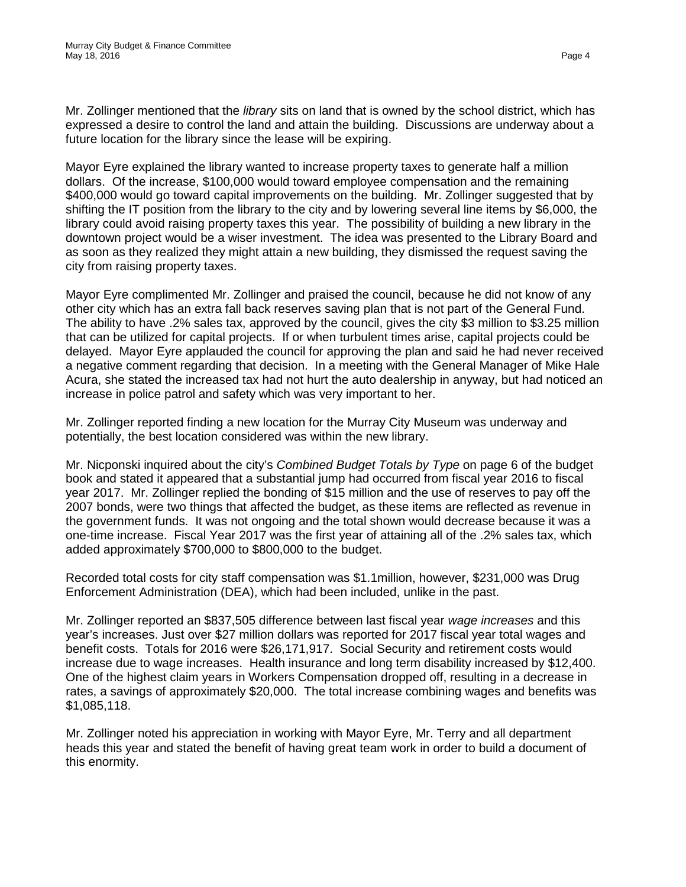Mr. Zollinger mentioned that the *library* sits on land that is owned by the school district, which has expressed a desire to control the land and attain the building. Discussions are underway about a future location for the library since the lease will be expiring.

Mayor Eyre explained the library wanted to increase property taxes to generate half a million dollars. Of the increase, $100,000 would toward employee compensation and the remaining $400,000 would go toward capital improvements on the building. Mr. Zollinger suggested that by shifting the IT position from the library to the city and by lowering several line items by $6,000, the library could avoid raising property taxes this year. The possibility of building a new library in the downtown project would be a wiser investment. The idea was presented to the Library Board and as soon as they realized they might attain a new building, they dismissed the request saving the city from raising property taxes.

Mayor Eyre complimented Mr. Zollinger and praised the council, because he did not know of any other city which has an extra fall back reserves saving plan that is not part of the General Fund. The ability to have .2% sales tax, approved by the council, gives the city $3 million to $3.25 million that can be utilized for capital projects. If or when turbulent times arise, capital projects could be delayed. Mayor Eyre applauded the council for approving the plan and said he had never received a negative comment regarding that decision. In a meeting with the General Manager of Mike Hale Acura, she stated the increased tax had not hurt the auto dealership in anyway, but had noticed an increase in police patrol and safety which was very important to her.

Mr. Zollinger reported finding a new location for the Murray City Museum was underway and potentially, the best location considered was within the new library.

Mr. Nicponski inquired about the city's *Combined Budget Totals by Type* on page 6 of the budget book and stated it appeared that a substantial jump had occurred from fiscal year 2016 to fiscal year 2017. Mr. Zollinger replied the bonding of $15 million and the use of reserves to pay off the 2007 bonds, were two things that affected the budget, as these items are reflected as revenue in the government funds. It was not ongoing and the total shown would decrease because it was a one-time increase. Fiscal Year 2017 was the first year of attaining all of the .2% sales tax, which added approximately $700,000 to $800,000 to the budget.

Recorded total costs for city staff compensation was $1.1million, however, $231,000 was Drug Enforcement Administration (DEA), which had been included, unlike in the past.

Mr. Zollinger reported an $837,505 difference between last fiscal year *wage increases* and this year's increases. Just over $27 million dollars was reported for 2017 fiscal year total wages and benefit costs. Totals for 2016 were $26,171,917. Social Security and retirement costs would increase due to wage increases. Health insurance and long term disability increased by $12,400. One of the highest claim years in Workers Compensation dropped off, resulting in a decrease in rates, a savings of approximately $20,000. The total increase combining wages and benefits was $1,085,118.

Mr. Zollinger noted his appreciation in working with Mayor Eyre, Mr. Terry and all department heads this year and stated the benefit of having great team work in order to build a document of this enormity.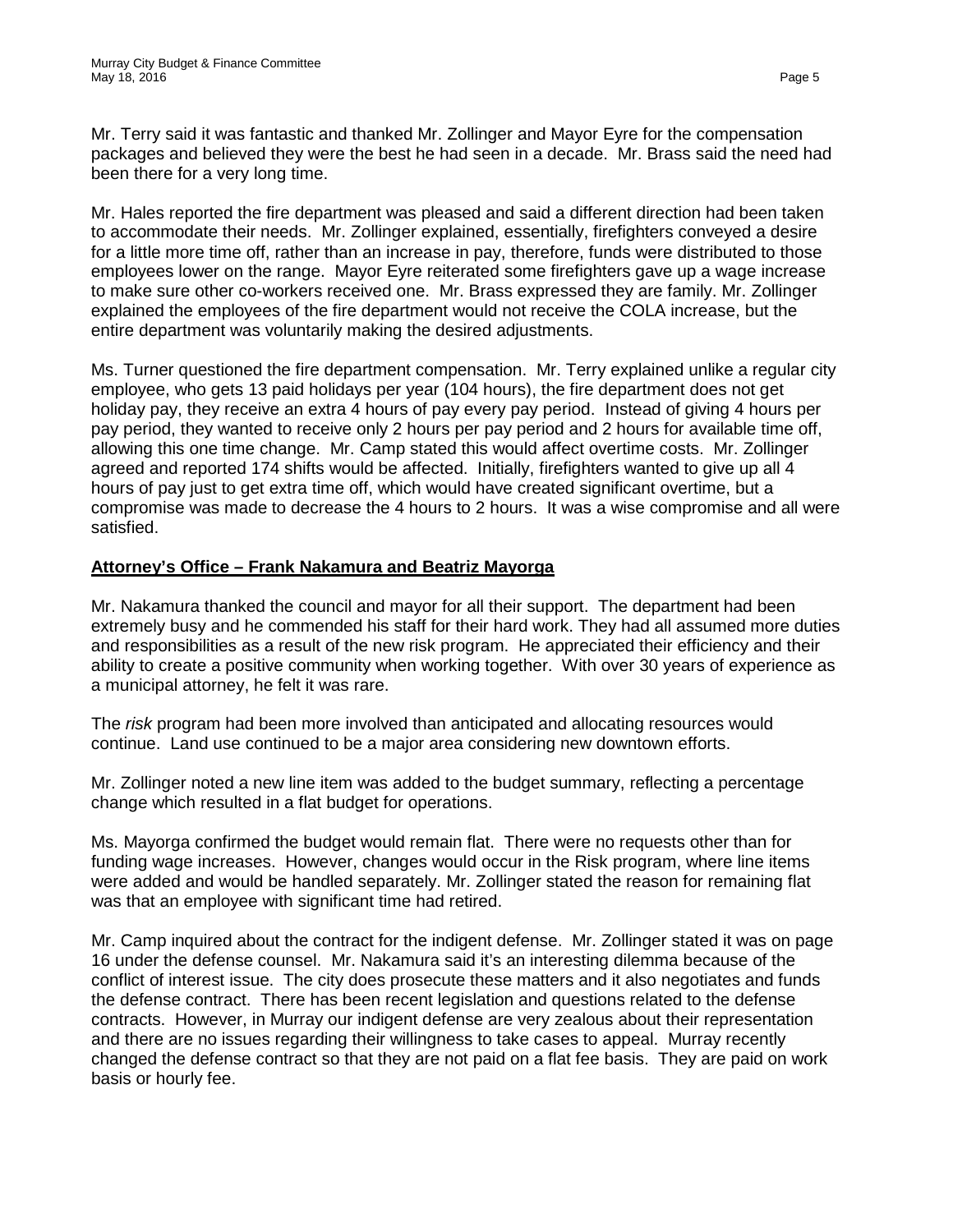Mr. Terry said it was fantastic and thanked Mr. Zollinger and Mayor Eyre for the compensation packages and believed they were the best he had seen in a decade. Mr. Brass said the need had been there for a very long time.

Mr. Hales reported the fire department was pleased and said a different direction had been taken to accommodate their needs. Mr. Zollinger explained, essentially, firefighters conveyed a desire for a little more time off, rather than an increase in pay, therefore, funds were distributed to those employees lower on the range. Mayor Eyre reiterated some firefighters gave up a wage increase to make sure other co-workers received one. Mr. Brass expressed they are family. Mr. Zollinger explained the employees of the fire department would not receive the COLA increase, but the entire department was voluntarily making the desired adjustments.

Ms. Turner questioned the fire department compensation. Mr. Terry explained unlike a regular city employee, who gets 13 paid holidays per year (104 hours), the fire department does not get holiday pay, they receive an extra 4 hours of pay every pay period. Instead of giving 4 hours per pay period, they wanted to receive only 2 hours per pay period and 2 hours for available time off, allowing this one time change. Mr. Camp stated this would affect overtime costs. Mr. Zollinger agreed and reported 174 shifts would be affected. Initially, firefighters wanted to give up all 4 hours of pay just to get extra time off, which would have created significant overtime, but a compromise was made to decrease the 4 hours to 2 hours. It was a wise compromise and all were satisfied.

## Attorney's Office – Frank Nakamura and Beatriz Mayorga

Mr. Nakamura thanked the council and mayor for all their support. The department had been extremely busy and he commended his staff for their hard work. They had all assumed more duties and responsibilities as a result of the new risk program. He appreciated their efficiency and their ability to create a positive community when working together. With over 30 years of experience as a municipal attorney, he felt it was rare.

The *risk* program had been more involved than anticipated and allocating resources would continue. Land use continued to be a major area considering new downtown efforts.

Mr. Zollinger noted a new line item was added to the budget summary, reflecting a percentage change which resulted in a flat budget for operations.

Ms. Mayorga confirmed the budget would remain flat. There were no requests other than for funding wage increases. However, changes would occur in the Risk program, where line items were added and would be handled separately. Mr. Zollinger stated the reason for remaining flat was that an employee with significant time had retired.

Mr. Camp inquired about the contract for the indigent defense. Mr. Zollinger stated it was on page 16 under the defense counsel. Mr. Nakamura said it's an interesting dilemma because of the conflict of interest issue. The city does prosecute these matters and it also negotiates and funds the defense contract. There has been recent legislation and questions related to the defense contracts. However, in Murray our indigent defense are very zealous about their representation and there are no issues regarding their willingness to take cases to appeal. Murray recently changed the defense contract so that they are not paid on a flat fee basis. They are paid on work basis or hourly fee.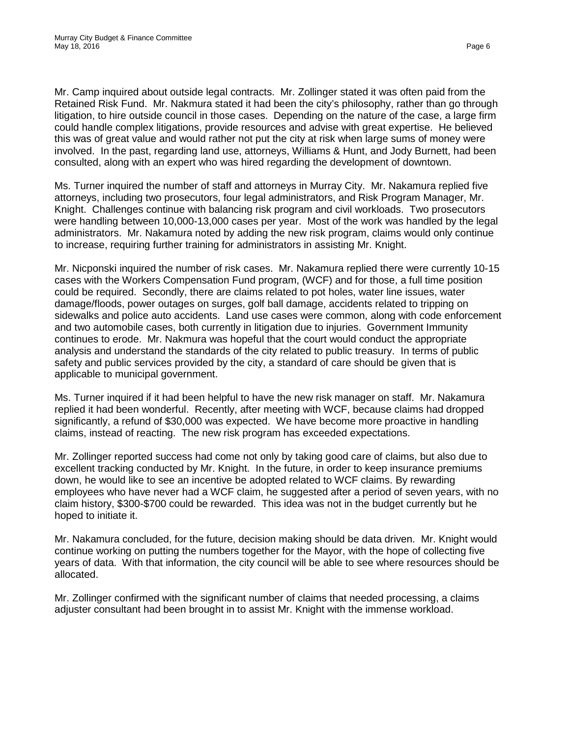Mr. Camp inquired about outside legal contracts. Mr. Zollinger stated it was often paid from the Retained Risk Fund. Mr. Nakmura stated it had been the city's philosophy, rather than go through litigation, to hire outside council in those cases. Depending on the nature of the case, a large firm could handle complex litigations, provide resources and advise with great expertise. He believed this was of great value and would rather not put the city at risk when large sums of money were involved. In the past, regarding land use, attorneys, Williams & Hunt, and Jody Burnett, had been consulted, along with an expert who was hired regarding the development of downtown.

Ms. Turner inquired the number of staff and attorneys in Murray City. Mr. Nakamura replied five attorneys, including two prosecutors, four legal administrators, and Risk Program Manager, Mr. Knight. Challenges continue with balancing risk program and civil workloads. Two prosecutors were handling between 10,000-13,000 cases per year. Most of the work was handled by the legal administrators. Mr. Nakamura noted by adding the new risk program, claims would only continue to increase, requiring further training for administrators in assisting Mr. Knight.

Mr. Nicponski inquired the number of risk cases. Mr. Nakamura replied there were currently 10-15 cases with the Workers Compensation Fund program, (WCF) and for those, a full time position could be required. Secondly, there are claims related to pot holes, water line issues, water damage/floods, power outages on surges, golf ball damage, accidents related to tripping on sidewalks and police auto accidents. Land use cases were common, along with code enforcement and two automobile cases, both currently in litigation due to injuries. Government Immunity continues to erode. Mr. Nakmura was hopeful that the court would conduct the appropriate analysis and understand the standards of the city related to public treasury. In terms of public safety and public services provided by the city, a standard of care should be given that is applicable to municipal government.

Ms. Turner inquired if it had been helpful to have the new risk manager on staff. Mr. Nakamura replied it had been wonderful. Recently, after meeting with WCF, because claims had dropped significantly, a refund of $30,000 was expected. We have become more proactive in handling claims, instead of reacting. The new risk program has exceeded expectations.

Mr. Zollinger reported success had come not only by taking good care of claims, but also due to excellent tracking conducted by Mr. Knight. In the future, in order to keep insurance premiums down, he would like to see an incentive be adopted related to WCF claims. By rewarding employees who have never had a WCF claim, he suggested after a period of seven years, with no claim history, $300-$700 could be rewarded. This idea was not in the budget currently but he hoped to initiate it.

Mr. Nakamura concluded, for the future, decision making should be data driven. Mr. Knight would continue working on putting the numbers together for the Mayor, with the hope of collecting five years of data. With that information, the city council will be able to see where resources should be allocated.

Mr. Zollinger confirmed with the significant number of claims that needed processing, a claims adjuster consultant had been brought in to assist Mr. Knight with the immense workload.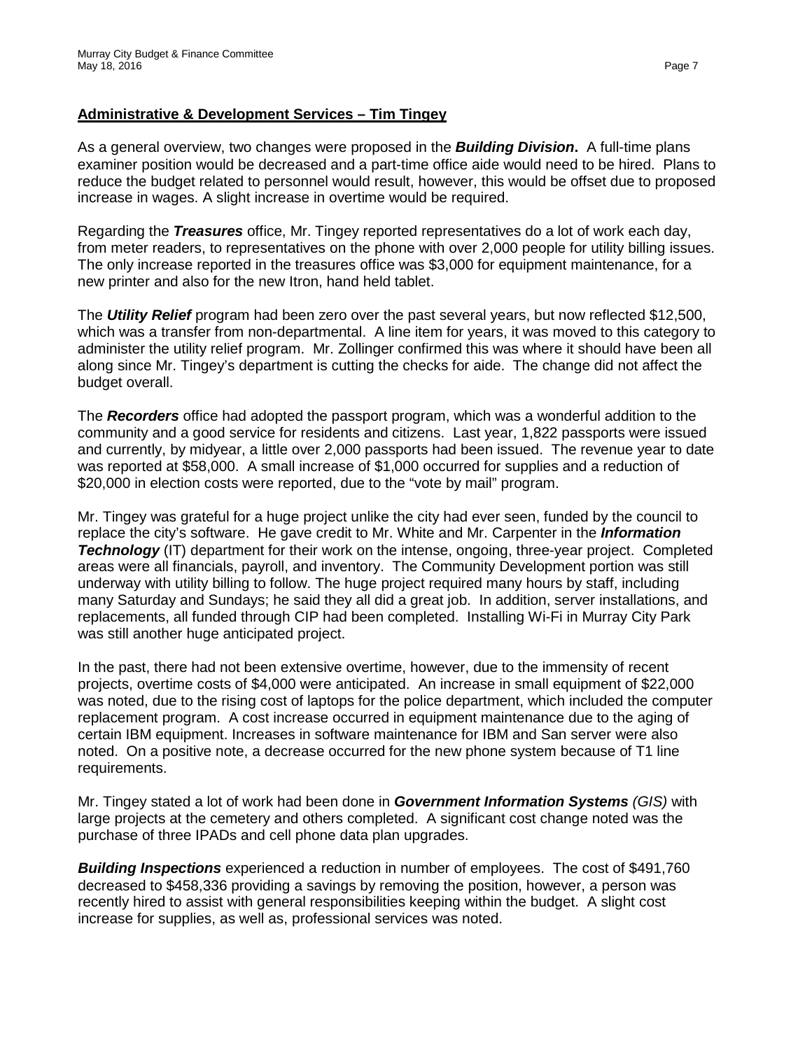## Administrative & Development Services – Tim Tingey

As a general overview, two changes were proposed in the ***Building Division***. A full-time plans examiner position would be decreased and a part-time office aide would need to be hired. Plans to reduce the budget related to personnel would result, however, this would be offset due to proposed increase in wages. A slight increase in overtime would be required.

Regarding the ***Treasures*** office, Mr. Tingey reported representatives do a lot of work each day, from meter readers, to representatives on the phone with over 2,000 people for utility billing issues. The only increase reported in the treasures office was $3,000 for equipment maintenance, for a new printer and also for the new Itron, hand held tablet.

The ***Utility Relief*** program had been zero over the past several years, but now reflected $12,500, which was a transfer from non-departmental. A line item for years, it was moved to this category to administer the utility relief program. Mr. Zollinger confirmed this was where it should have been all along since Mr. Tingey's department is cutting the checks for aide. The change did not affect the budget overall.

The ***Recorders*** office had adopted the passport program, which was a wonderful addition to the community and a good service for residents and citizens. Last year, 1,822 passports were issued and currently, by midyear, a little over 2,000 passports had been issued. The revenue year to date was reported at $58,000. A small increase of $1,000 occurred for supplies and a reduction of $20,000 in election costs were reported, due to the "vote by mail" program.

Mr. Tingey was grateful for a huge project unlike the city had ever seen, funded by the council to replace the city's software. He gave credit to Mr. White and Mr. Carpenter in the ***Information Technology*** (IT) department for their work on the intense, ongoing, three-year project. Completed areas were all financials, payroll, and inventory. The Community Development portion was still underway with utility billing to follow. The huge project required many hours by staff, including many Saturday and Sundays; he said they all did a great job. In addition, server installations, and replacements, all funded through CIP had been completed. Installing Wi-Fi in Murray City Park was still another huge anticipated project.

In the past, there had not been extensive overtime, however, due to the immensity of recent projects, overtime costs of $4,000 were anticipated. An increase in small equipment of $22,000 was noted, due to the rising cost of laptops for the police department, which included the computer replacement program. A cost increase occurred in equipment maintenance due to the aging of certain IBM equipment. Increases in software maintenance for IBM and San server were also noted. On a positive note, a decrease occurred for the new phone system because of T1 line requirements.

Mr. Tingey stated a lot of work had been done in ***Government Information Systems*** *(GIS)* with large projects at the cemetery and others completed. A significant cost change noted was the purchase of three IPADs and cell phone data plan upgrades.

***Building Inspections*** experienced a reduction in number of employees. The cost of $491,760 decreased to $458,336 providing a savings by removing the position, however, a person was recently hired to assist with general responsibilities keeping within the budget. A slight cost increase for supplies, as well as, professional services was noted.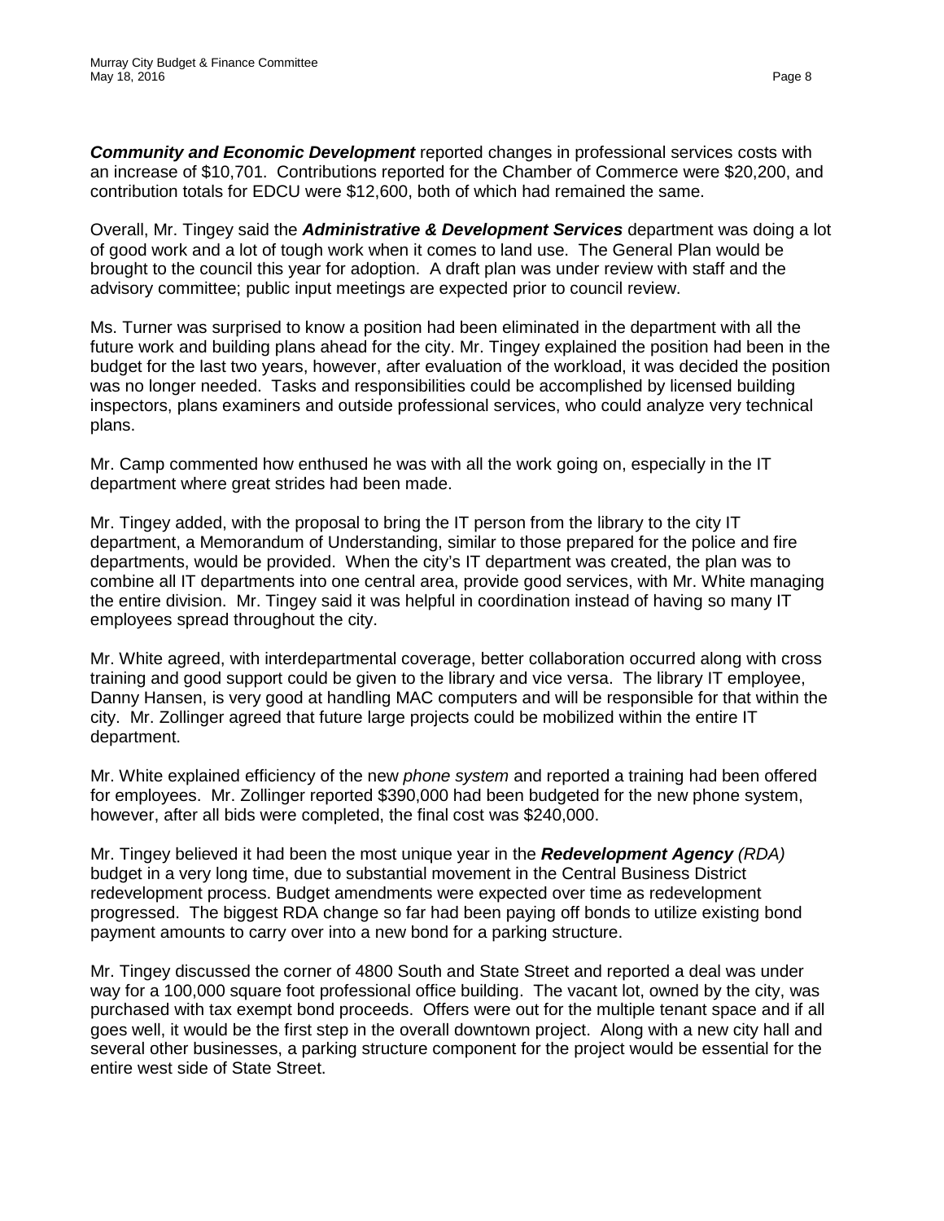***Community and Economic Development*** reported changes in professional services costs with an increase of $10,701. Contributions reported for the Chamber of Commerce were $20,200, and contribution totals for EDCU were $12,600, both of which had remained the same.

Overall, Mr. Tingey said the ***Administrative & Development Services*** department was doing a lot of good work and a lot of tough work when it comes to land use. The General Plan would be brought to the council this year for adoption. A draft plan was under review with staff and the advisory committee; public input meetings are expected prior to council review.

Ms. Turner was surprised to know a position had been eliminated in the department with all the future work and building plans ahead for the city. Mr. Tingey explained the position had been in the budget for the last two years, however, after evaluation of the workload, it was decided the position was no longer needed. Tasks and responsibilities could be accomplished by licensed building inspectors, plans examiners and outside professional services, who could analyze very technical plans.

Mr. Camp commented how enthused he was with all the work going on, especially in the IT department where great strides had been made.

Mr. Tingey added, with the proposal to bring the IT person from the library to the city IT department, a Memorandum of Understanding, similar to those prepared for the police and fire departments, would be provided. When the city's IT department was created, the plan was to combine all IT departments into one central area, provide good services, with Mr. White managing the entire division. Mr. Tingey said it was helpful in coordination instead of having so many IT employees spread throughout the city.

Mr. White agreed, with interdepartmental coverage, better collaboration occurred along with cross training and good support could be given to the library and vice versa. The library IT employee, Danny Hansen, is very good at handling MAC computers and will be responsible for that within the city. Mr. Zollinger agreed that future large projects could be mobilized within the entire IT department.

Mr. White explained efficiency of the new *phone system* and reported a training had been offered for employees. Mr. Zollinger reported $390,000 had been budgeted for the new phone system, however, after all bids were completed, the final cost was $240,000.

Mr. Tingey believed it had been the most unique year in the ***Redevelopment Agency*** *(RDA)* budget in a very long time, due to substantial movement in the Central Business District redevelopment process. Budget amendments were expected over time as redevelopment progressed. The biggest RDA change so far had been paying off bonds to utilize existing bond payment amounts to carry over into a new bond for a parking structure.

Mr. Tingey discussed the corner of 4800 South and State Street and reported a deal was under way for a 100,000 square foot professional office building. The vacant lot, owned by the city, was purchased with tax exempt bond proceeds. Offers were out for the multiple tenant space and if all goes well, it would be the first step in the overall downtown project. Along with a new city hall and several other businesses, a parking structure component for the project would be essential for the entire west side of State Street.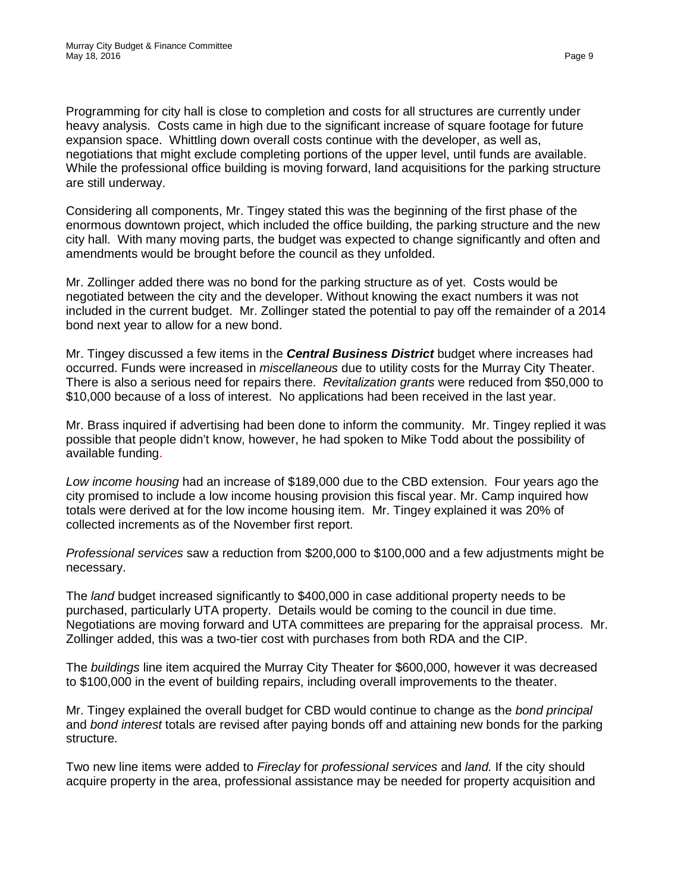Programming for city hall is close to completion and costs for all structures are currently under heavy analysis. Costs came in high due to the significant increase of square footage for future expansion space. Whittling down overall costs continue with the developer, as well as, negotiations that might exclude completing portions of the upper level, until funds are available. While the professional office building is moving forward, land acquisitions for the parking structure are still underway.

Considering all components, Mr. Tingey stated this was the beginning of the first phase of the enormous downtown project, which included the office building, the parking structure and the new city hall. With many moving parts, the budget was expected to change significantly and often and amendments would be brought before the council as they unfolded.

Mr. Zollinger added there was no bond for the parking structure as of yet. Costs would be negotiated between the city and the developer. Without knowing the exact numbers it was not included in the current budget. Mr. Zollinger stated the potential to pay off the remainder of a 2014 bond next year to allow for a new bond.

Mr. Tingey discussed a few items in the ***Central Business District*** budget where increases had occurred. Funds were increased in *miscellaneous* due to utility costs for the Murray City Theater. There is also a serious need for repairs there. *Revitalization grants* were reduced from $50,000 to $10,000 because of a loss of interest. No applications had been received in the last year.

Mr. Brass inquired if advertising had been done to inform the community. Mr. Tingey replied it was possible that people didn't know, however, he had spoken to Mike Todd about the possibility of available funding.

*Low income housing* had an increase of $189,000 due to the CBD extension. Four years ago the city promised to include a low income housing provision this fiscal year. Mr. Camp inquired how totals were derived at for the low income housing item. Mr. Tingey explained it was 20% of collected increments as of the November first report.

*Professional services* saw a reduction from $200,000 to $100,000 and a few adjustments might be necessary.

The *land* budget increased significantly to $400,000 in case additional property needs to be purchased, particularly UTA property. Details would be coming to the council in due time. Negotiations are moving forward and UTA committees are preparing for the appraisal process. Mr. Zollinger added, this was a two-tier cost with purchases from both RDA and the CIP.

The *buildings* line item acquired the Murray City Theater for $600,000, however it was decreased to $100,000 in the event of building repairs, including overall improvements to the theater.

Mr. Tingey explained the overall budget for CBD would continue to change as the *bond principal* and *bond interest* totals are revised after paying bonds off and attaining new bonds for the parking structure.

Two new line items were added to *Fireclay* for *professional services* and *land.* If the city should acquire property in the area, professional assistance may be needed for property acquisition and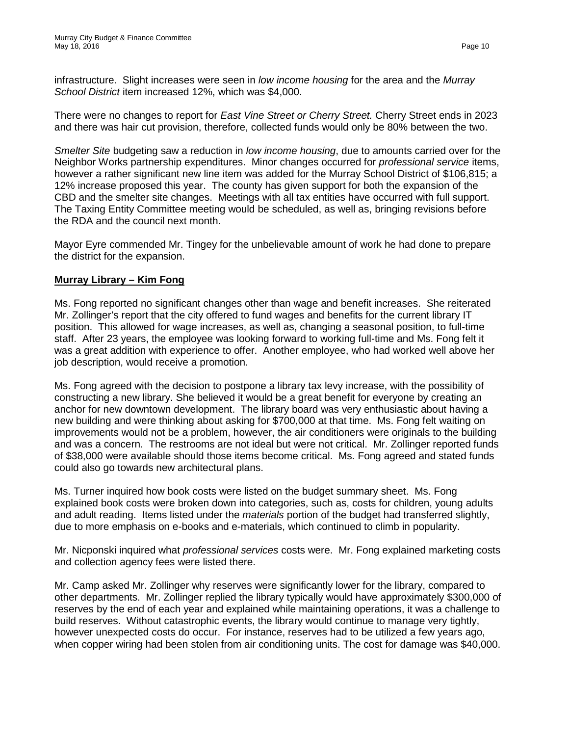infrastructure. Slight increases were seen in *low income housing* for the area and the *Murray School District* item increased 12%, which was $4,000.

There were no changes to report for *East Vine Street or Cherry Street.* Cherry Street ends in 2023 and there was hair cut provision, therefore, collected funds would only be 80% between the two.

*Smelter Site* budgeting saw a reduction in *low income housing*, due to amounts carried over for the Neighbor Works partnership expenditures. Minor changes occurred for *professional service* items, however a rather significant new line item was added for the Murray School District of $106,815; a 12% increase proposed this year. The county has given support for both the expansion of the CBD and the smelter site changes. Meetings with all tax entities have occurred with full support. The Taxing Entity Committee meeting would be scheduled, as well as, bringing revisions before the RDA and the council next month.

Mayor Eyre commended Mr. Tingey for the unbelievable amount of work he had done to prepare the district for the expansion.

**Murray Library – Kim Fong**

Ms. Fong reported no significant changes other than wage and benefit increases. She reiterated Mr. Zollinger's report that the city offered to fund wages and benefits for the current library IT position. This allowed for wage increases, as well as, changing a seasonal position, to full-time staff. After 23 years, the employee was looking forward to working full-time and Ms. Fong felt it was a great addition with experience to offer. Another employee, who had worked well above her job description, would receive a promotion.

Ms. Fong agreed with the decision to postpone a library tax levy increase, with the possibility of constructing a new library. She believed it would be a great benefit for everyone by creating an anchor for new downtown development. The library board was very enthusiastic about having a new building and were thinking about asking for $700,000 at that time. Ms. Fong felt waiting on improvements would not be a problem, however, the air conditioners were originals to the building and was a concern. The restrooms are not ideal but were not critical. Mr. Zollinger reported funds of $38,000 were available should those items become critical. Ms. Fong agreed and stated funds could also go towards new architectural plans.

Ms. Turner inquired how book costs were listed on the budget summary sheet. Ms. Fong explained book costs were broken down into categories, such as, costs for children, young adults and adult reading. Items listed under the *materials* portion of the budget had transferred slightly, due to more emphasis on e-books and e-materials, which continued to climb in popularity.

Mr. Nicponski inquired what *professional services* costs were. Mr. Fong explained marketing costs and collection agency fees were listed there.

Mr. Camp asked Mr. Zollinger why reserves were significantly lower for the library, compared to other departments. Mr. Zollinger replied the library typically would have approximately $300,000 of reserves by the end of each year and explained while maintaining operations, it was a challenge to build reserves. Without catastrophic events, the library would continue to manage very tightly, however unexpected costs do occur. For instance, reserves had to be utilized a few years ago, when copper wiring had been stolen from air conditioning units. The cost for damage was $40,000.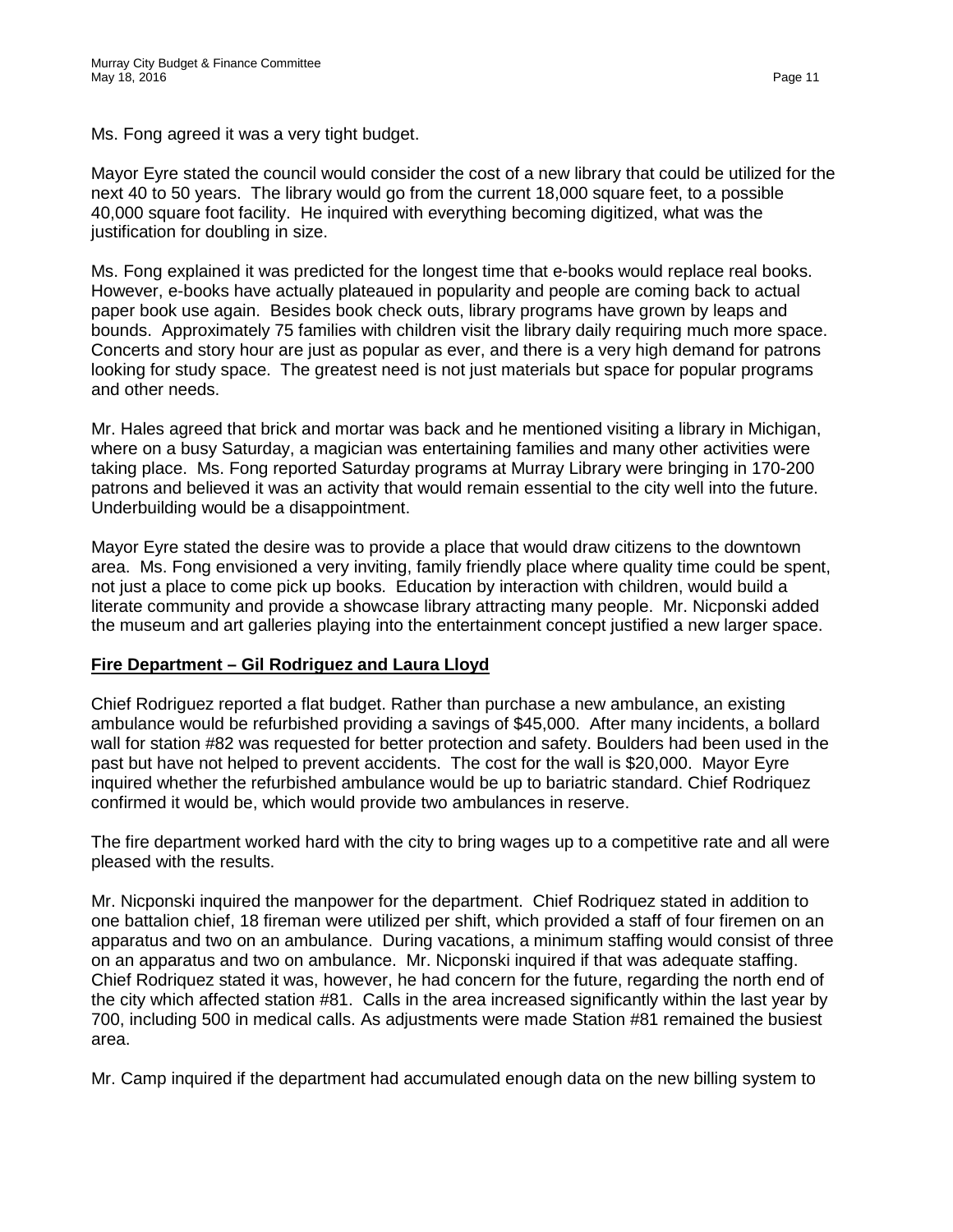Ms. Fong agreed it was a very tight budget.

Mayor Eyre stated the council would consider the cost of a new library that could be utilized for the next 40 to 50 years. The library would go from the current 18,000 square feet, to a possible 40,000 square foot facility. He inquired with everything becoming digitized, what was the justification for doubling in size.

Ms. Fong explained it was predicted for the longest time that e-books would replace real books. However, e-books have actually plateaued in popularity and people are coming back to actual paper book use again. Besides book check outs, library programs have grown by leaps and bounds. Approximately 75 families with children visit the library daily requiring much more space. Concerts and story hour are just as popular as ever, and there is a very high demand for patrons looking for study space. The greatest need is not just materials but space for popular programs and other needs.

Mr. Hales agreed that brick and mortar was back and he mentioned visiting a library in Michigan, where on a busy Saturday, a magician was entertaining families and many other activities were taking place. Ms. Fong reported Saturday programs at Murray Library were bringing in 170-200 patrons and believed it was an activity that would remain essential to the city well into the future. Underbuilding would be a disappointment.

Mayor Eyre stated the desire was to provide a place that would draw citizens to the downtown area. Ms. Fong envisioned a very inviting, family friendly place where quality time could be spent, not just a place to come pick up books. Education by interaction with children, would build a literate community and provide a showcase library attracting many people. Mr. Nicponski added the museum and art galleries playing into the entertainment concept justified a new larger space.

**Fire Department – Gil Rodriguez and Laura Lloyd**

Chief Rodriguez reported a flat budget. Rather than purchase a new ambulance, an existing ambulance would be refurbished providing a savings of $45,000. After many incidents, a bollard wall for station #82 was requested for better protection and safety. Boulders had been used in the past but have not helped to prevent accidents. The cost for the wall is $20,000. Mayor Eyre inquired whether the refurbished ambulance would be up to bariatric standard. Chief Rodriquez confirmed it would be, which would provide two ambulances in reserve.

The fire department worked hard with the city to bring wages up to a competitive rate and all were pleased with the results.

Mr. Nicponski inquired the manpower for the department. Chief Rodriquez stated in addition to one battalion chief, 18 fireman were utilized per shift, which provided a staff of four firemen on an apparatus and two on an ambulance. During vacations, a minimum staffing would consist of three on an apparatus and two on ambulance. Mr. Nicponski inquired if that was adequate staffing. Chief Rodriquez stated it was, however, he had concern for the future, regarding the north end of the city which affected station #81. Calls in the area increased significantly within the last year by 700, including 500 in medical calls. As adjustments were made Station #81 remained the busiest area.

Mr. Camp inquired if the department had accumulated enough data on the new billing system to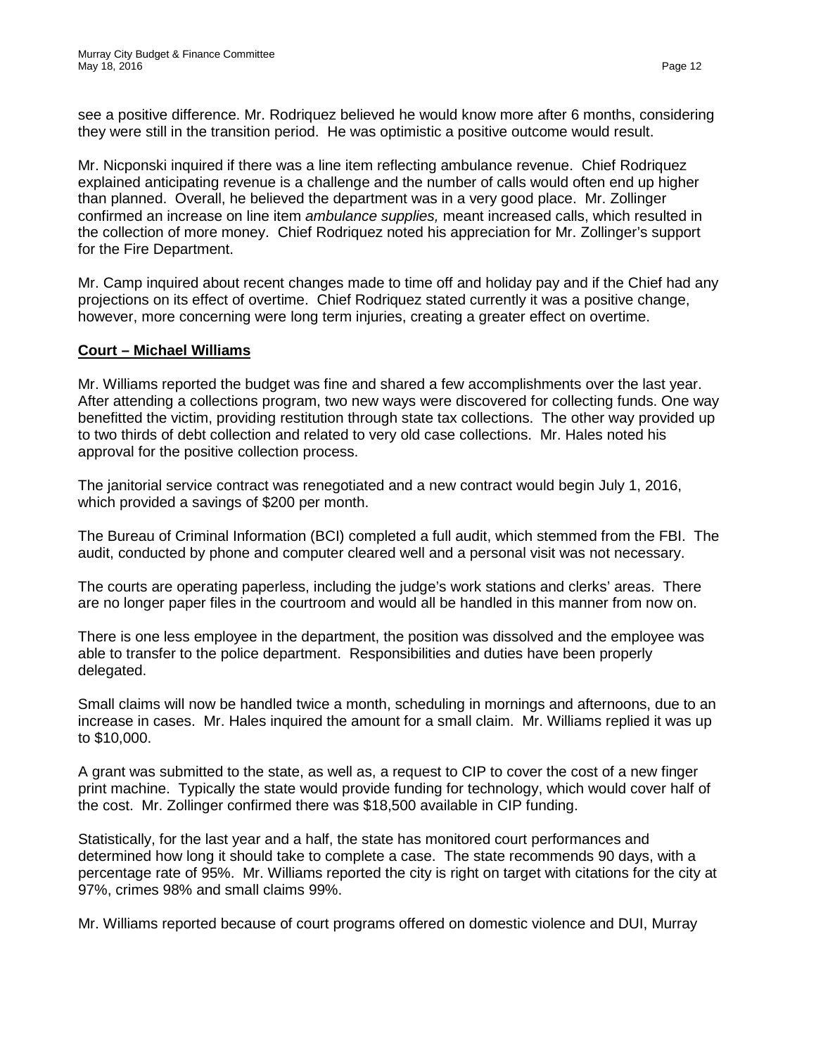see a positive difference. Mr. Rodriquez believed he would know more after 6 months, considering they were still in the transition period. He was optimistic a positive outcome would result.

Mr. Nicponski inquired if there was a line item reflecting ambulance revenue. Chief Rodriquez explained anticipating revenue is a challenge and the number of calls would often end up higher than planned. Overall, he believed the department was in a very good place. Mr. Zollinger confirmed an increase on line item *ambulance supplies,* meant increased calls, which resulted in the collection of more money. Chief Rodriquez noted his appreciation for Mr. Zollinger's support for the Fire Department.

Mr. Camp inquired about recent changes made to time off and holiday pay and if the Chief had any projections on its effect of overtime. Chief Rodriquez stated currently it was a positive change, however, more concerning were long term injuries, creating a greater effect on overtime.

**Court – Michael Williams**

Mr. Williams reported the budget was fine and shared a few accomplishments over the last year. After attending a collections program, two new ways were discovered for collecting funds. One way benefitted the victim, providing restitution through state tax collections. The other way provided up to two thirds of debt collection and related to very old case collections. Mr. Hales noted his approval for the positive collection process.

The janitorial service contract was renegotiated and a new contract would begin July 1, 2016, which provided a savings of $200 per month.

The Bureau of Criminal Information (BCI) completed a full audit, which stemmed from the FBI. The audit, conducted by phone and computer cleared well and a personal visit was not necessary.

The courts are operating paperless, including the judge's work stations and clerks' areas. There are no longer paper files in the courtroom and would all be handled in this manner from now on.

There is one less employee in the department, the position was dissolved and the employee was able to transfer to the police department. Responsibilities and duties have been properly delegated.

Small claims will now be handled twice a month, scheduling in mornings and afternoons, due to an increase in cases. Mr. Hales inquired the amount for a small claim. Mr. Williams replied it was up to $10,000.

A grant was submitted to the state, as well as, a request to CIP to cover the cost of a new finger print machine. Typically the state would provide funding for technology, which would cover half of the cost. Mr. Zollinger confirmed there was $18,500 available in CIP funding.

Statistically, for the last year and a half, the state has monitored court performances and determined how long it should take to complete a case. The state recommends 90 days, with a percentage rate of 95%. Mr. Williams reported the city is right on target with citations for the city at 97%, crimes 98% and small claims 99%.

Mr. Williams reported because of court programs offered on domestic violence and DUI, Murray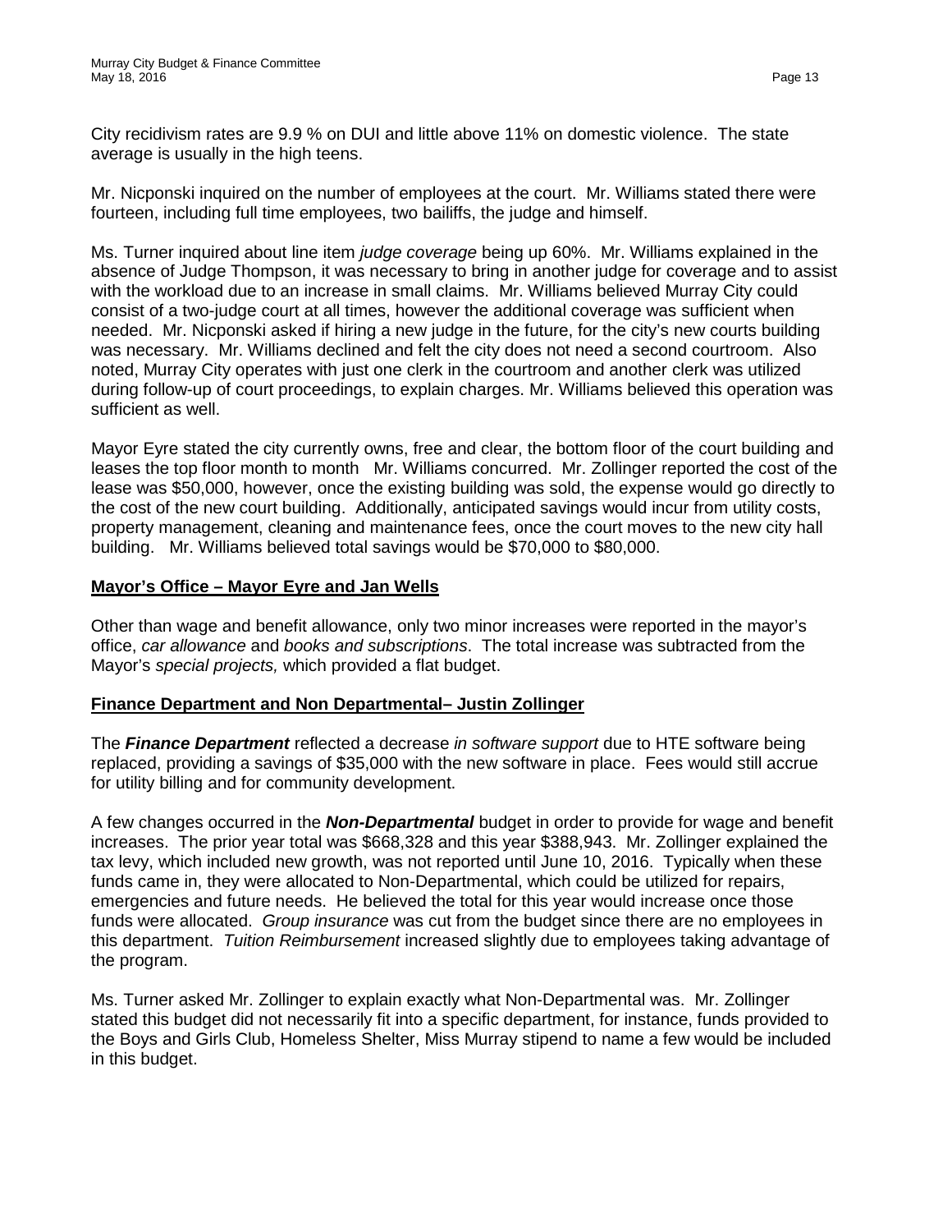City recidivism rates are 9.9 % on DUI and little above 11% on domestic violence. The state average is usually in the high teens.

Mr. Nicponski inquired on the number of employees at the court. Mr. Williams stated there were fourteen, including full time employees, two bailiffs, the judge and himself.

Ms. Turner inquired about line item *judge coverage* being up 60%. Mr. Williams explained in the absence of Judge Thompson, it was necessary to bring in another judge for coverage and to assist with the workload due to an increase in small claims. Mr. Williams believed Murray City could consist of a two-judge court at all times, however the additional coverage was sufficient when needed. Mr. Nicponski asked if hiring a new judge in the future, for the city's new courts building was necessary. Mr. Williams declined and felt the city does not need a second courtroom. Also noted, Murray City operates with just one clerk in the courtroom and another clerk was utilized during follow-up of court proceedings, to explain charges. Mr. Williams believed this operation was sufficient as well.

Mayor Eyre stated the city currently owns, free and clear, the bottom floor of the court building and leases the top floor month to month Mr. Williams concurred. Mr. Zollinger reported the cost of the lease was $50,000, however, once the existing building was sold, the expense would go directly to the cost of the new court building. Additionally, anticipated savings would incur from utility costs, property management, cleaning and maintenance fees, once the court moves to the new city hall building. Mr. Williams believed total savings would be $70,000 to $80,000.

**Mayor's Office – Mayor Eyre and Jan Wells**

Other than wage and benefit allowance, only two minor increases were reported in the mayor's office, *car allowance* and *books and subscriptions*. The total increase was subtracted from the Mayor's *special projects,* which provided a flat budget.

**Finance Department and Non Departmental– Justin Zollinger**

The ***Finance Department*** reflected a decrease *in software support* due to HTE software being replaced, providing a savings of $35,000 with the new software in place. Fees would still accrue for utility billing and for community development.

A few changes occurred in the ***Non-Departmental*** budget in order to provide for wage and benefit increases. The prior year total was $668,328 and this year $388,943. Mr. Zollinger explained the tax levy, which included new growth, was not reported until June 10, 2016. Typically when these funds came in, they were allocated to Non-Departmental, which could be utilized for repairs, emergencies and future needs. He believed the total for this year would increase once those funds were allocated. *Group insurance* was cut from the budget since there are no employees in this department. *Tuition Reimbursement* increased slightly due to employees taking advantage of the program.

Ms. Turner asked Mr. Zollinger to explain exactly what Non-Departmental was. Mr. Zollinger stated this budget did not necessarily fit into a specific department, for instance, funds provided to the Boys and Girls Club, Homeless Shelter, Miss Murray stipend to name a few would be included in this budget.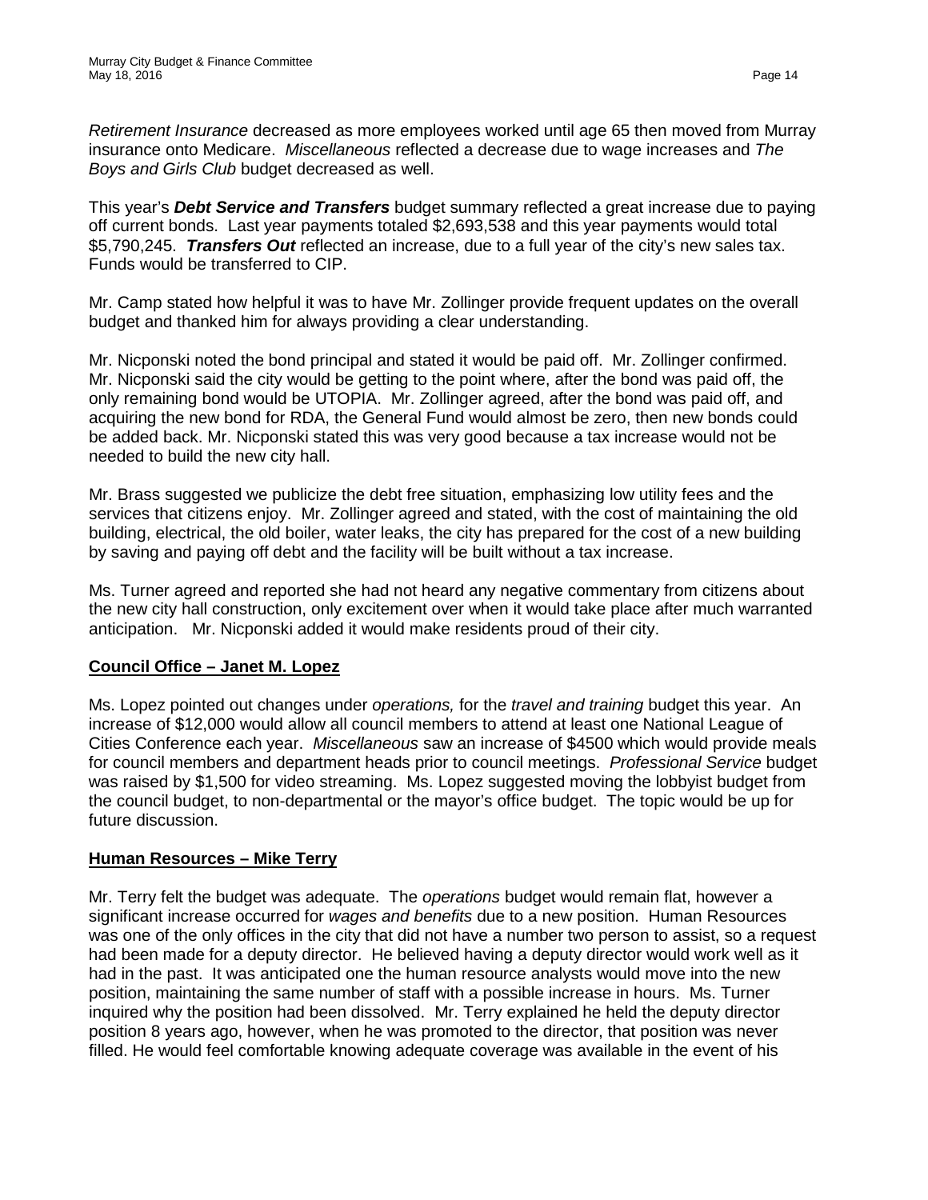*Retirement Insurance* decreased as more employees worked until age 65 then moved from Murray insurance onto Medicare. *Miscellaneous* reflected a decrease due to wage increases and *The Boys and Girls Club* budget decreased as well.

This year's ***Debt Service and Transfers*** budget summary reflected a great increase due to paying off current bonds. Last year payments totaled $2,693,538 and this year payments would total $5,790,245. ***Transfers Out*** reflected an increase, due to a full year of the city's new sales tax. Funds would be transferred to CIP.

Mr. Camp stated how helpful it was to have Mr. Zollinger provide frequent updates on the overall budget and thanked him for always providing a clear understanding.

Mr. Nicponski noted the bond principal and stated it would be paid off. Mr. Zollinger confirmed. Mr. Nicponski said the city would be getting to the point where, after the bond was paid off, the only remaining bond would be UTOPIA. Mr. Zollinger agreed, after the bond was paid off, and acquiring the new bond for RDA, the General Fund would almost be zero, then new bonds could be added back. Mr. Nicponski stated this was very good because a tax increase would not be needed to build the new city hall.

Mr. Brass suggested we publicize the debt free situation, emphasizing low utility fees and the services that citizens enjoy. Mr. Zollinger agreed and stated, with the cost of maintaining the old building, electrical, the old boiler, water leaks, the city has prepared for the cost of a new building by saving and paying off debt and the facility will be built without a tax increase.

Ms. Turner agreed and reported she had not heard any negative commentary from citizens about the new city hall construction, only excitement over when it would take place after much warranted anticipation. Mr. Nicponski added it would make residents proud of their city.

**Council Office – Janet M. Lopez**

Ms. Lopez pointed out changes under *operations,* for the *travel and training* budget this year. An increase of $12,000 would allow all council members to attend at least one National League of Cities Conference each year. *Miscellaneous* saw an increase of $4500 which would provide meals for council members and department heads prior to council meetings. *Professional Service* budget was raised by $1,500 for video streaming. Ms. Lopez suggested moving the lobbyist budget from the council budget, to non-departmental or the mayor's office budget. The topic would be up for future discussion.

**Human Resources – Mike Terry**

Mr. Terry felt the budget was adequate. The *operations* budget would remain flat, however a significant increase occurred for *wages and benefits* due to a new position. Human Resources was one of the only offices in the city that did not have a number two person to assist, so a request had been made for a deputy director. He believed having a deputy director would work well as it had in the past. It was anticipated one the human resource analysts would move into the new position, maintaining the same number of staff with a possible increase in hours. Ms. Turner inquired why the position had been dissolved. Mr. Terry explained he held the deputy director position 8 years ago, however, when he was promoted to the director, that position was never filled. He would feel comfortable knowing adequate coverage was available in the event of his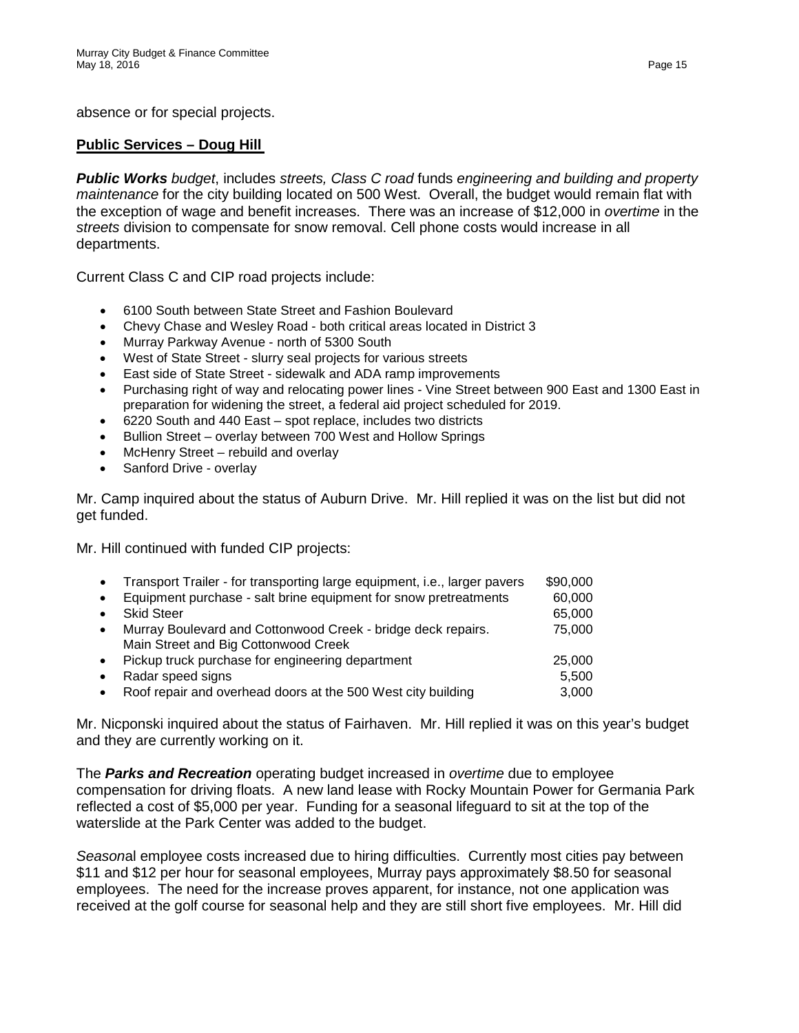absence or for special projects.

**Public Services – Doug Hill**

***Public Works*** *budget*, includes *streets, Class C road* funds *engineering and building and property maintenance* for the city building located on 500 West. Overall, the budget would remain flat with the exception of wage and benefit increases. There was an increase of $12,000 in *overtime* in the *streets* division to compensate for snow removal. Cell phone costs would increase in all departments.

Current Class C and CIP road projects include:

- 6100 South between State Street and Fashion Boulevard
- Chevy Chase and Wesley Road - both critical areas located in District 3
- Murray Parkway Avenue - north of 5300 South
- West of State Street - slurry seal projects for various streets
- East side of State Street - sidewalk and ADA ramp improvements
- Purchasing right of way and relocating power lines - Vine Street between 900 East and 1300 East in preparation for widening the street, a federal aid project scheduled for 2019.
- 6220 South and 440 East – spot replace, includes two districts
- Bullion Street – overlay between 700 West and Hollow Springs
- McHenry Street – rebuild and overlay
- Sanford Drive - overlay

Mr. Camp inquired about the status of Auburn Drive. Mr. Hill replied it was on the list but did not get funded.

Mr. Hill continued with funded CIP projects:

| Project | Amount |
|---|---|
| Transport Trailer - for transporting large equipment, i.e., larger pavers | $90,000 |
| Equipment purchase - salt brine equipment for snow pretreatments | 60,000 |
| Skid Steer | 65,000 |
| Murray Boulevard and Cottonwood Creek - bridge deck repairs. Main Street and Big Cottonwood Creek | 75,000 |
| Pickup truck purchase for engineering department | 25,000 |
| Radar speed signs | 5,500 |
| Roof repair and overhead doors at the 500 West city building | 3,000 |

Mr. Nicponski inquired about the status of Fairhaven. Mr. Hill replied it was on this year's budget and they are currently working on it.

The ***Parks and Recreation*** operating budget increased in *overtime* due to employee compensation for driving floats. A new land lease with Rocky Mountain Power for Germania Park reflected a cost of $5,000 per year. Funding for a seasonal lifeguard to sit at the top of the waterslide at the Park Center was added to the budget.

*Season*al employee costs increased due to hiring difficulties. Currently most cities pay between $11 and $12 per hour for seasonal employees, Murray pays approximately $8.50 for seasonal employees. The need for the increase proves apparent, for instance, not one application was received at the golf course for seasonal help and they are still short five employees. Mr. Hill did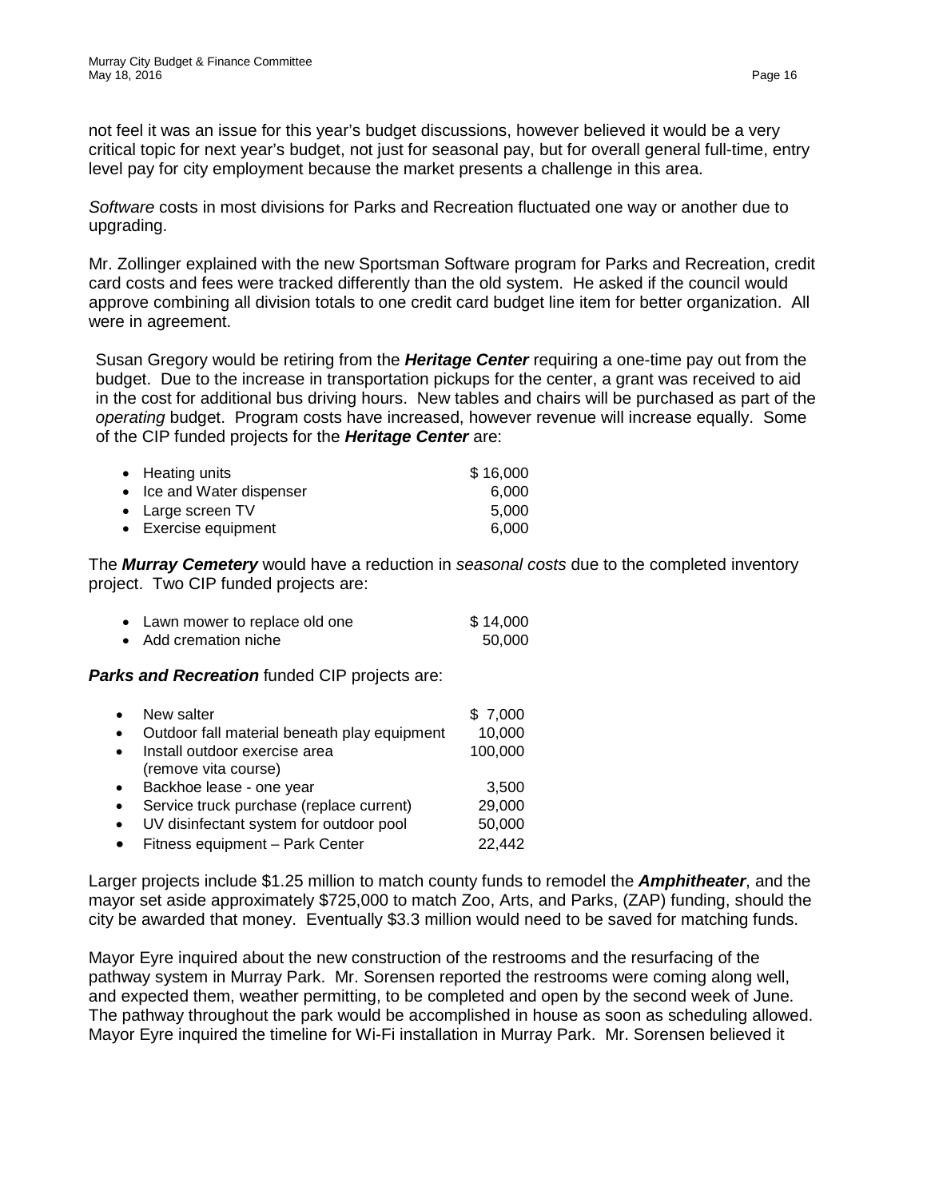not feel it was an issue for this year's budget discussions, however believed it would be a very critical topic for next year's budget, not just for seasonal pay, but for overall general full-time, entry level pay for city employment because the market presents a challenge in this area.

*Software* costs in most divisions for Parks and Recreation fluctuated one way or another due to upgrading.

Mr. Zollinger explained with the new Sportsman Software program for Parks and Recreation, credit card costs and fees were tracked differently than the old system. He asked if the council would approve combining all division totals to one credit card budget line item for better organization. All were in agreement.

Susan Gregory would be retiring from the ***Heritage Center*** requiring a one-time pay out from the budget. Due to the increase in transportation pickups for the center, a grant was received to aid in the cost for additional bus driving hours. New tables and chairs will be purchased as part of the *operating* budget. Program costs have increased, however revenue will increase equally. Some of the CIP funded projects for the ***Heritage Center*** are:

- Heating units $ 16,000
- Ice and Water dispenser 6,000
- Large screen TV 5,000
- Exercise equipment 6,000

The ***Murray Cemetery*** would have a reduction in *seasonal costs* due to the completed inventory project. Two CIP funded projects are:

- Lawn mower to replace old one $ 14,000
- Add cremation niche 50,000

***Parks and Recreation*** funded CIP projects are:

- New salter $ 7,000
- Outdoor fall material beneath play equipment 10,000
- Install outdoor exercise area (remove vita course) 100,000
- Backhoe lease - one year 3,500
- Service truck purchase (replace current) 29,000
- UV disinfectant system for outdoor pool 50,000
- Fitness equipment – Park Center 22,442

Larger projects include $1.25 million to match county funds to remodel the ***Amphitheater***, and the mayor set aside approximately $725,000 to match Zoo, Arts, and Parks, (ZAP) funding, should the city be awarded that money. Eventually $3.3 million would need to be saved for matching funds.

Mayor Eyre inquired about the new construction of the restrooms and the resurfacing of the pathway system in Murray Park. Mr. Sorensen reported the restrooms were coming along well, and expected them, weather permitting, to be completed and open by the second week of June. The pathway throughout the park would be accomplished in house as soon as scheduling allowed. Mayor Eyre inquired the timeline for Wi-Fi installation in Murray Park. Mr. Sorensen believed it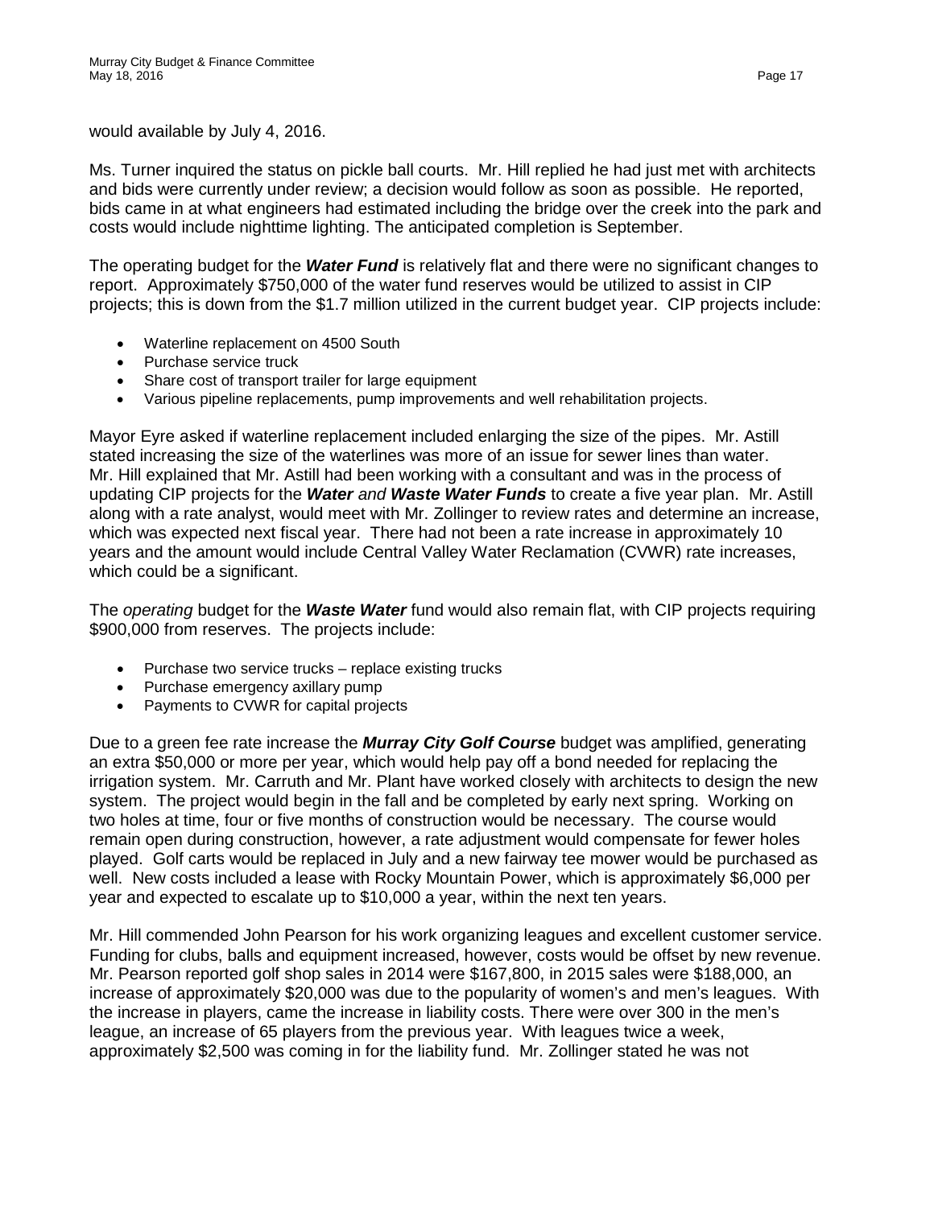would available by July 4, 2016.

Ms. Turner inquired the status on pickle ball courts. Mr. Hill replied he had just met with architects and bids were currently under review; a decision would follow as soon as possible. He reported, bids came in at what engineers had estimated including the bridge over the creek into the park and costs would include nighttime lighting. The anticipated completion is September.

The operating budget for the ***Water Fund*** is relatively flat and there were no significant changes to report. Approximately $750,000 of the water fund reserves would be utilized to assist in CIP projects; this is down from the $1.7 million utilized in the current budget year. CIP projects include:

- Waterline replacement on 4500 South
- Purchase service truck
- Share cost of transport trailer for large equipment
- Various pipeline replacements, pump improvements and well rehabilitation projects.

Mayor Eyre asked if waterline replacement included enlarging the size of the pipes. Mr. Astill stated increasing the size of the waterlines was more of an issue for sewer lines than water. Mr. Hill explained that Mr. Astill had been working with a consultant and was in the process of updating CIP projects for the ***Water*** *and* ***Waste Water Funds*** to create a five year plan. Mr. Astill along with a rate analyst, would meet with Mr. Zollinger to review rates and determine an increase, which was expected next fiscal year. There had not been a rate increase in approximately 10 years and the amount would include Central Valley Water Reclamation (CVWR) rate increases, which could be a significant.

The *operating* budget for the ***Waste Water*** fund would also remain flat, with CIP projects requiring $900,000 from reserves. The projects include:

- Purchase two service trucks – replace existing trucks
- Purchase emergency axillary pump
- Payments to CVWR for capital projects

Due to a green fee rate increase the ***Murray City Golf Course*** budget was amplified, generating an extra $50,000 or more per year, which would help pay off a bond needed for replacing the irrigation system. Mr. Carruth and Mr. Plant have worked closely with architects to design the new system. The project would begin in the fall and be completed by early next spring. Working on two holes at time, four or five months of construction would be necessary. The course would remain open during construction, however, a rate adjustment would compensate for fewer holes played. Golf carts would be replaced in July and a new fairway tee mower would be purchased as well. New costs included a lease with Rocky Mountain Power, which is approximately $6,000 per year and expected to escalate up to $10,000 a year, within the next ten years.

Mr. Hill commended John Pearson for his work organizing leagues and excellent customer service. Funding for clubs, balls and equipment increased, however, costs would be offset by new revenue. Mr. Pearson reported golf shop sales in 2014 were $167,800, in 2015 sales were $188,000, an increase of approximately $20,000 was due to the popularity of women's and men's leagues. With the increase in players, came the increase in liability costs. There were over 300 in the men's league, an increase of 65 players from the previous year. With leagues twice a week, approximately $2,500 was coming in for the liability fund. Mr. Zollinger stated he was not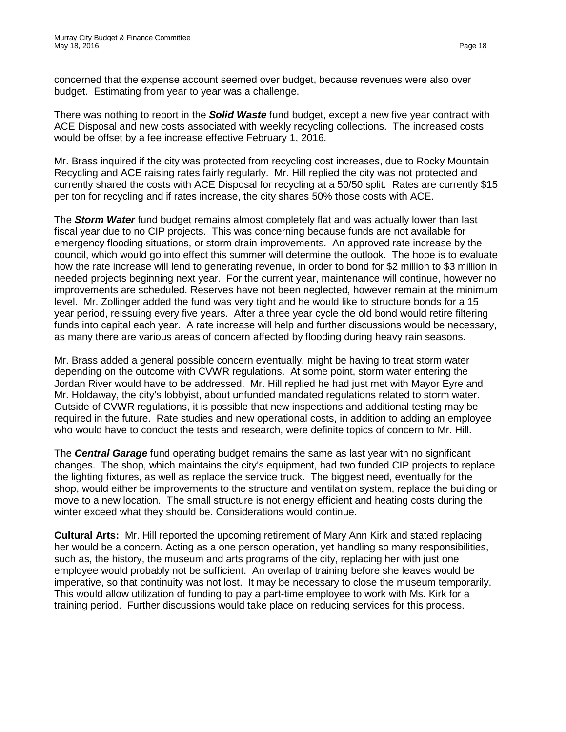concerned that the expense account seemed over budget, because revenues were also over budget. Estimating from year to year was a challenge.

There was nothing to report in the ***Solid Waste*** fund budget, except a new five year contract with ACE Disposal and new costs associated with weekly recycling collections. The increased costs would be offset by a fee increase effective February 1, 2016.

Mr. Brass inquired if the city was protected from recycling cost increases, due to Rocky Mountain Recycling and ACE raising rates fairly regularly. Mr. Hill replied the city was not protected and currently shared the costs with ACE Disposal for recycling at a 50/50 split. Rates are currently $15 per ton for recycling and if rates increase, the city shares 50% those costs with ACE.

The ***Storm Water*** fund budget remains almost completely flat and was actually lower than last fiscal year due to no CIP projects. This was concerning because funds are not available for emergency flooding situations, or storm drain improvements. An approved rate increase by the council, which would go into effect this summer will determine the outlook. The hope is to evaluate how the rate increase will lend to generating revenue, in order to bond for $2 million to $3 million in needed projects beginning next year. For the current year, maintenance will continue, however no improvements are scheduled. Reserves have not been neglected, however remain at the minimum level. Mr. Zollinger added the fund was very tight and he would like to structure bonds for a 15 year period, reissuing every five years. After a three year cycle the old bond would retire filtering funds into capital each year. A rate increase will help and further discussions would be necessary, as many there are various areas of concern affected by flooding during heavy rain seasons.

Mr. Brass added a general possible concern eventually, might be having to treat storm water depending on the outcome with CVWR regulations. At some point, storm water entering the Jordan River would have to be addressed. Mr. Hill replied he had just met with Mayor Eyre and Mr. Holdaway, the city's lobbyist, about unfunded mandated regulations related to storm water. Outside of CVWR regulations, it is possible that new inspections and additional testing may be required in the future. Rate studies and new operational costs, in addition to adding an employee who would have to conduct the tests and research, were definite topics of concern to Mr. Hill.

The ***Central Garage*** fund operating budget remains the same as last year with no significant changes. The shop, which maintains the city's equipment, had two funded CIP projects to replace the lighting fixtures, as well as replace the service truck. The biggest need, eventually for the shop, would either be improvements to the structure and ventilation system, replace the building or move to a new location. The small structure is not energy efficient and heating costs during the winter exceed what they should be. Considerations would continue.

**Cultural Arts:** Mr. Hill reported the upcoming retirement of Mary Ann Kirk and stated replacing her would be a concern. Acting as a one person operation, yet handling so many responsibilities, such as, the history, the museum and arts programs of the city, replacing her with just one employee would probably not be sufficient. An overlap of training before she leaves would be imperative, so that continuity was not lost. It may be necessary to close the museum temporarily. This would allow utilization of funding to pay a part-time employee to work with Ms. Kirk for a training period. Further discussions would take place on reducing services for this process.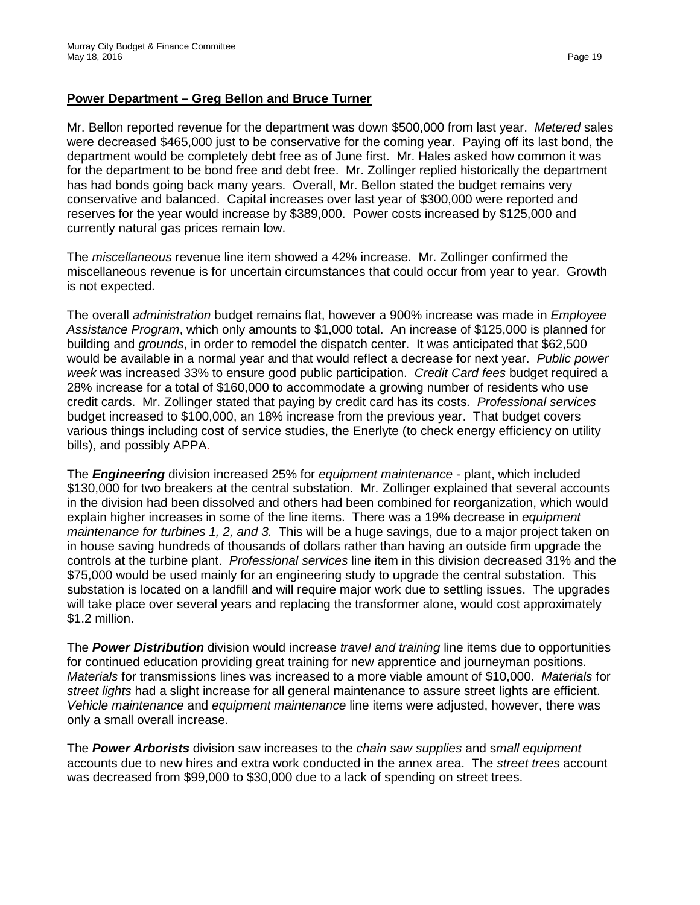## **Power Department – Greg Bellon and Bruce Turner**

Mr. Bellon reported revenue for the department was down $500,000 from last year. *Metered* sales were decreased $465,000 just to be conservative for the coming year. Paying off its last bond, the department would be completely debt free as of June first. Mr. Hales asked how common it was for the department to be bond free and debt free. Mr. Zollinger replied historically the department has had bonds going back many years. Overall, Mr. Bellon stated the budget remains very conservative and balanced. Capital increases over last year of $300,000 were reported and reserves for the year would increase by $389,000. Power costs increased by $125,000 and currently natural gas prices remain low.

The *miscellaneous* revenue line item showed a 42% increase. Mr. Zollinger confirmed the miscellaneous revenue is for uncertain circumstances that could occur from year to year. Growth is not expected.

The overall *administration* budget remains flat, however a 900% increase was made in *Employee Assistance Program*, which only amounts to $1,000 total. An increase of $125,000 is planned for building and *grounds*, in order to remodel the dispatch center. It was anticipated that $62,500 would be available in a normal year and that would reflect a decrease for next year. *Public power week* was increased 33% to ensure good public participation. *Credit Card fees* budget required a 28% increase for a total of $160,000 to accommodate a growing number of residents who use credit cards. Mr. Zollinger stated that paying by credit card has its costs. *Professional services* budget increased to $100,000, an 18% increase from the previous year. That budget covers various things including cost of service studies, the Enerlyte (to check energy efficiency on utility bills), and possibly APPA.

The ***Engineering*** division increased 25% for *equipment maintenance* - plant, which included $130,000 for two breakers at the central substation. Mr. Zollinger explained that several accounts in the division had been dissolved and others had been combined for reorganization, which would explain higher increases in some of the line items. There was a 19% decrease in *equipment maintenance for turbines 1, 2, and 3.* This will be a huge savings, due to a major project taken on in house saving hundreds of thousands of dollars rather than having an outside firm upgrade the controls at the turbine plant. *Professional services* line item in this division decreased 31% and the $75,000 would be used mainly for an engineering study to upgrade the central substation. This substation is located on a landfill and will require major work due to settling issues. The upgrades will take place over several years and replacing the transformer alone, would cost approximately $1.2 million.

The ***Power Distribution*** division would increase *travel and training* line items due to opportunities for continued education providing great training for new apprentice and journeyman positions. *Materials* for transmissions lines was increased to a more viable amount of $10,000. *Materials* for *street lights* had a slight increase for all general maintenance to assure street lights are efficient. *Vehicle maintenance* and *equipment maintenance* line items were adjusted, however, there was only a small overall increase.

The ***Power Arborists*** division saw increases to the *chain saw supplies* and s*mall equipment* accounts due to new hires and extra work conducted in the annex area. The *street trees* account was decreased from $99,000 to $30,000 due to a lack of spending on street trees.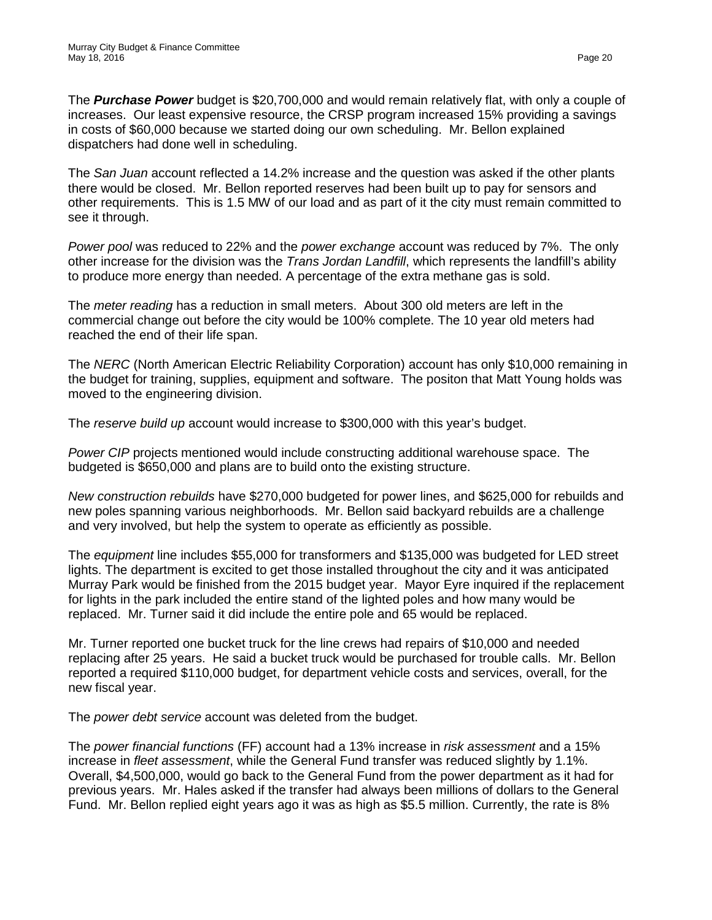The ***Purchase Power*** budget is $20,700,000 and would remain relatively flat, with only a couple of increases. Our least expensive resource, the CRSP program increased 15% providing a savings in costs of $60,000 because we started doing our own scheduling. Mr. Bellon explained dispatchers had done well in scheduling.

The *San Juan* account reflected a 14.2% increase and the question was asked if the other plants there would be closed. Mr. Bellon reported reserves had been built up to pay for sensors and other requirements. This is 1.5 MW of our load and as part of it the city must remain committed to see it through.

*Power pool* was reduced to 22% and the *power exchange* account was reduced by 7%. The only other increase for the division was the *Trans Jordan Landfill*, which represents the landfill's ability to produce more energy than needed. A percentage of the extra methane gas is sold.

The *meter reading* has a reduction in small meters. About 300 old meters are left in the commercial change out before the city would be 100% complete. The 10 year old meters had reached the end of their life span.

The *NERC* (North American Electric Reliability Corporation) account has only $10,000 remaining in the budget for training, supplies, equipment and software. The positon that Matt Young holds was moved to the engineering division.

The *reserve build up* account would increase to $300,000 with this year's budget.

*Power CIP* projects mentioned would include constructing additional warehouse space. The budgeted is $650,000 and plans are to build onto the existing structure.

*New construction rebuilds* have $270,000 budgeted for power lines, and $625,000 for rebuilds and new poles spanning various neighborhoods. Mr. Bellon said backyard rebuilds are a challenge and very involved, but help the system to operate as efficiently as possible.

The *equipment* line includes $55,000 for transformers and $135,000 was budgeted for LED street lights. The department is excited to get those installed throughout the city and it was anticipated Murray Park would be finished from the 2015 budget year. Mayor Eyre inquired if the replacement for lights in the park included the entire stand of the lighted poles and how many would be replaced. Mr. Turner said it did include the entire pole and 65 would be replaced.

Mr. Turner reported one bucket truck for the line crews had repairs of $10,000 and needed replacing after 25 years. He said a bucket truck would be purchased for trouble calls. Mr. Bellon reported a required $110,000 budget, for department vehicle costs and services, overall, for the new fiscal year.

The *power debt service* account was deleted from the budget.

The *power financial functions* (FF) account had a 13% increase in *risk assessment* and a 15% increase in *fleet assessment*, while the General Fund transfer was reduced slightly by 1.1%. Overall, $4,500,000, would go back to the General Fund from the power department as it had for previous years. Mr. Hales asked if the transfer had always been millions of dollars to the General Fund. Mr. Bellon replied eight years ago it was as high as $5.5 million. Currently, the rate is 8%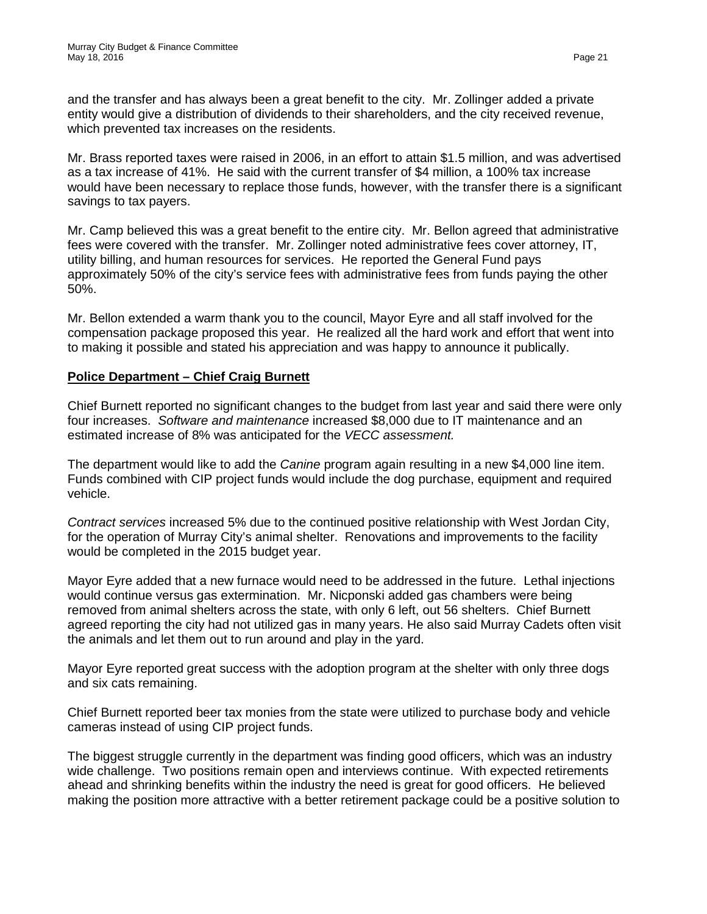and the transfer and has always been a great benefit to the city. Mr. Zollinger added a private entity would give a distribution of dividends to their shareholders, and the city received revenue, which prevented tax increases on the residents.

Mr. Brass reported taxes were raised in 2006, in an effort to attain $1.5 million, and was advertised as a tax increase of 41%. He said with the current transfer of $4 million, a 100% tax increase would have been necessary to replace those funds, however, with the transfer there is a significant savings to tax payers.

Mr. Camp believed this was a great benefit to the entire city. Mr. Bellon agreed that administrative fees were covered with the transfer. Mr. Zollinger noted administrative fees cover attorney, IT, utility billing, and human resources for services. He reported the General Fund pays approximately 50% of the city's service fees with administrative fees from funds paying the other 50%.

Mr. Bellon extended a warm thank you to the council, Mayor Eyre and all staff involved for the compensation package proposed this year. He realized all the hard work and effort that went into to making it possible and stated his appreciation and was happy to announce it publically.

**Police Department – Chief Craig Burnett**

Chief Burnett reported no significant changes to the budget from last year and said there were only four increases. *Software and maintenance* increased $8,000 due to IT maintenance and an estimated increase of 8% was anticipated for the *VECC assessment.*

The department would like to add the *Canine* program again resulting in a new $4,000 line item. Funds combined with CIP project funds would include the dog purchase, equipment and required vehicle.

*Contract services* increased 5% due to the continued positive relationship with West Jordan City, for the operation of Murray City's animal shelter. Renovations and improvements to the facility would be completed in the 2015 budget year.

Mayor Eyre added that a new furnace would need to be addressed in the future. Lethal injections would continue versus gas extermination. Mr. Nicponski added gas chambers were being removed from animal shelters across the state, with only 6 left, out 56 shelters. Chief Burnett agreed reporting the city had not utilized gas in many years. He also said Murray Cadets often visit the animals and let them out to run around and play in the yard.

Mayor Eyre reported great success with the adoption program at the shelter with only three dogs and six cats remaining.

Chief Burnett reported beer tax monies from the state were utilized to purchase body and vehicle cameras instead of using CIP project funds.

The biggest struggle currently in the department was finding good officers, which was an industry wide challenge. Two positions remain open and interviews continue. With expected retirements ahead and shrinking benefits within the industry the need is great for good officers. He believed making the position more attractive with a better retirement package could be a positive solution to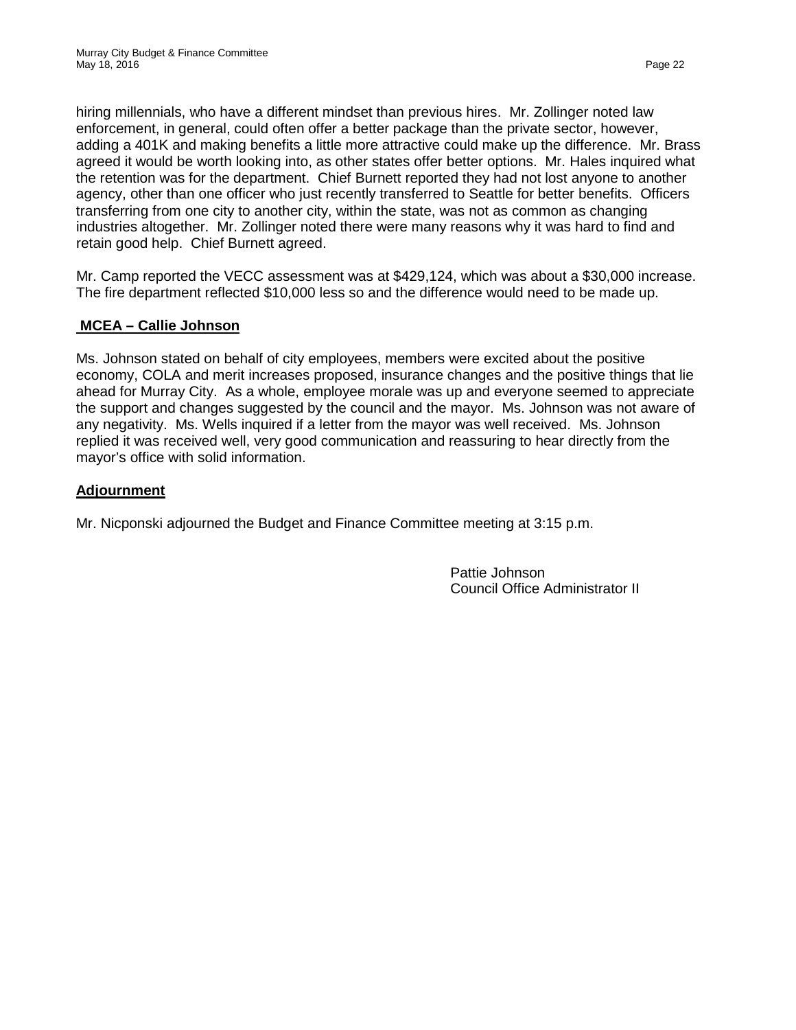hiring millennials, who have a different mindset than previous hires. Mr. Zollinger noted law enforcement, in general, could often offer a better package than the private sector, however, adding a 401K and making benefits a little more attractive could make up the difference. Mr. Brass agreed it would be worth looking into, as other states offer better options. Mr. Hales inquired what the retention was for the department. Chief Burnett reported they had not lost anyone to another agency, other than one officer who just recently transferred to Seattle for better benefits. Officers transferring from one city to another city, within the state, was not as common as changing industries altogether. Mr. Zollinger noted there were many reasons why it was hard to find and retain good help. Chief Burnett agreed.

Mr. Camp reported the VECC assessment was at $429,124, which was about a $30,000 increase. The fire department reflected $10,000 less so and the difference would need to be made up.

**MCEA – Callie Johnson**

Ms. Johnson stated on behalf of city employees, members were excited about the positive economy, COLA and merit increases proposed, insurance changes and the positive things that lie ahead for Murray City. As a whole, employee morale was up and everyone seemed to appreciate the support and changes suggested by the council and the mayor. Ms. Johnson was not aware of any negativity. Ms. Wells inquired if a letter from the mayor was well received. Ms. Johnson replied it was received well, very good communication and reassuring to hear directly from the mayor's office with solid information.

**Adjournment**

Mr. Nicponski adjourned the Budget and Finance Committee meeting at 3:15 p.m.

Pattie Johnson
Council Office Administrator II